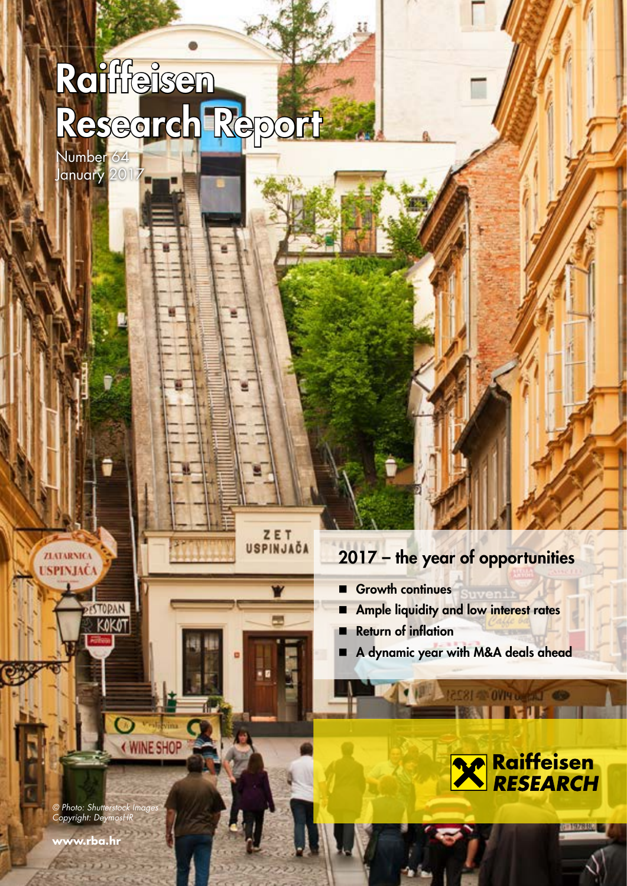# Raiffeisen Research Report

Number 64
January 2017

## 2017 – the year of opportunities

- Growth continues
- Ample liquidity and low interest rates
- Return of inflation
- A dynamic year with M&A deals ahead

Raiffeisen RESEARCH

*© Photo: Shutterstock Images Copyright: DeymosHR*

**www.rba.hr**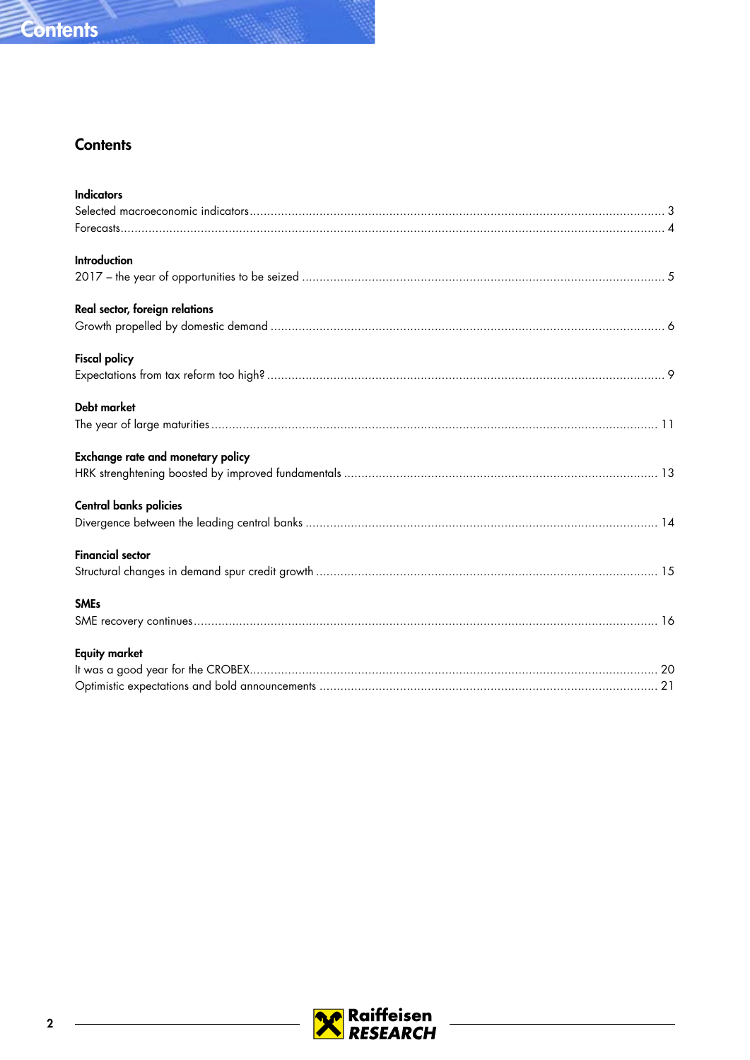# Contents

**Indicators**

Selected macroeconomic indicators ... 3

Forecasts ... 4

**Introduction**

2017 – the year of opportunities to be seized ... 5

**Real sector, foreign relations**

Growth propelled by domestic demand ... 6

**Fiscal policy**

Expectations from tax reform too high? ... 9

**Debt market**

The year of large maturities ... 11

**Exchange rate and monetary policy**

HRK strenghtening boosted by improved fundamentals ... 13

**Central banks policies**

Divergence between the leading central banks ... 14

**Financial sector**

Structural changes in demand spur credit growth ... 15

**SMEs**

SME recovery continues ... 16

**Equity market**

It was a good year for the CROBEX ... 20

Optimistic expectations and bold announcements ... 21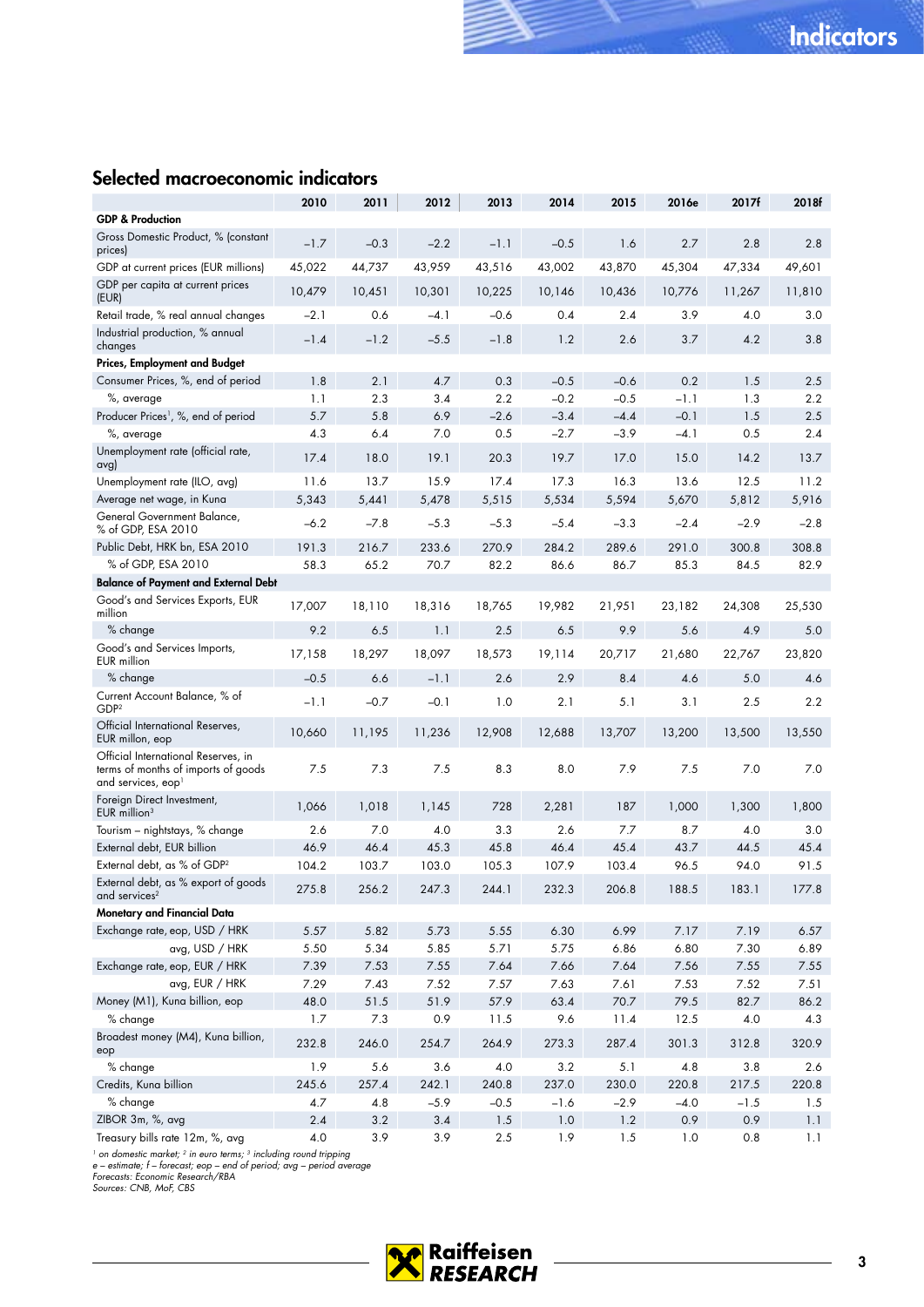## Selected macroeconomic indicators

| | 2010 | 2011 | 2012 | 2013 | 2014 | 2015 | 2016e | 2017f | 2018f |
|---|---|---|---|---|---|---|---|---|---|
| **GDP & Production** | | | | | | | | | |
| Gross Domestic Product, % (constant prices) | –1.7 | –0.3 | –2.2 | –1.1 | –0.5 | 1.6 | 2.7 | 2.8 | 2.8 |
| GDP at current prices (EUR millions) | 45,022 | 44,737 | 43,959 | 43,516 | 43,002 | 43,870 | 45,304 | 47,334 | 49,601 |
| GDP per capita at current prices (EUR) | 10,479 | 10,451 | 10,301 | 10,225 | 10,146 | 10,436 | 10,776 | 11,267 | 11,810 |
| Retail trade, % real annual changes | –2.1 | 0.6 | –4.1 | –0.6 | 0.4 | 2.4 | 3.9 | 4.0 | 3.0 |
| Industrial production, % annual changes | –1.4 | –1.2 | –5.5 | –1.8 | 1.2 | 2.6 | 3.7 | 4.2 | 3.8 |
| **Prices, Employment and Budget** | | | | | | | | | |
| Consumer Prices, %, end of period | 1.8 | 2.1 | 4.7 | 0.3 | –0.5 | –0.6 | 0.2 | 1.5 | 2.5 |
| %, average | 1.1 | 2.3 | 3.4 | 2.2 | –0.2 | –0.5 | –1.1 | 1.3 | 2.2 |
| Producer Prices[1], %, end of period | 5.7 | 5.8 | 6.9 | –2.6 | –3.4 | –4.4 | –0.1 | 1.5 | 2.5 |
| %, average | 4.3 | 6.4 | 7.0 | 0.5 | –2.7 | –3.9 | –4.1 | 0.5 | 2.4 |
| Unemployment rate (official rate, avg) | 17.4 | 18.0 | 19.1 | 20.3 | 19.7 | 17.0 | 15.0 | 14.2 | 13.7 |
| Unemployment rate (ILO, avg) | 11.6 | 13.7 | 15.9 | 17.4 | 17.3 | 16.3 | 13.6 | 12.5 | 11.2 |
| Average net wage, in Kuna | 5,343 | 5,441 | 5,478 | 5,515 | 5,534 | 5,594 | 5,670 | 5,812 | 5,916 |
| General Government Balance, % of GDP, ESA 2010 | –6.2 | –7.8 | –5.3 | –5.3 | –5.4 | –3.3 | –2.4 | –2.9 | –2.8 |
| Public Debt, HRK bn, ESA 2010 | 191.3 | 216.7 | 233.6 | 270.9 | 284.2 | 289.6 | 291.0 | 300.8 | 308.8 |
| % of GDP, ESA 2010 | 58.3 | 65.2 | 70.7 | 82.2 | 86.6 | 86.7 | 85.3 | 84.5 | 82.9 |
| **Balance of Payment and External Debt** | | | | | | | | | |
| Good's and Services Exports, EUR million | 17,007 | 18,110 | 18,316 | 18,765 | 19,982 | 21,951 | 23,182 | 24,308 | 25,530 |
| % change | 9.2 | 6.5 | 1.1 | 2.5 | 6.5 | 9.9 | 5.6 | 4.9 | 5.0 |
| Good's and Services Imports, EUR million | 17,158 | 18,297 | 18,097 | 18,573 | 19,114 | 20,717 | 21,680 | 22,767 | 23,820 |
| % change | –0.5 | 6.6 | –1.1 | 2.6 | 2.9 | 8.4 | 4.6 | 5.0 | 4.6 |
| Current Account Balance, % of GDP[2] | –1.1 | –0.7 | –0.1 | 1.0 | 2.1 | 5.1 | 3.1 | 2.5 | 2.2 |
| Official International Reserves, EUR millon, eop | 10,660 | 11,195 | 11,236 | 12,908 | 12,688 | 13,707 | 13,200 | 13,500 | 13,550 |
| Official International Reserves, in terms of months of imports of goods and services, eop[1] | 7.5 | 7.3 | 7.5 | 8.3 | 8.0 | 7.9 | 7.5 | 7.0 | 7.0 |
| Foreign Direct Investment, EUR million[3] | 1,066 | 1,018 | 1,145 | 728 | 2,281 | 187 | 1,000 | 1,300 | 1,800 |
| Tourism – nightstays, % change | 2.6 | 7.0 | 4.0 | 3.3 | 2.6 | 7.7 | 8.7 | 4.0 | 3.0 |
| External debt, EUR billion | 46.9 | 46.4 | 45.3 | 45.8 | 46.4 | 45.4 | 43.7 | 44.5 | 45.4 |
| External debt, as % of GDP[2] | 104.2 | 103.7 | 103.0 | 105.3 | 107.9 | 103.4 | 96.5 | 94.0 | 91.5 |
| External debt, as % export of goods and services[2] | 275.8 | 256.2 | 247.3 | 244.1 | 232.3 | 206.8 | 188.5 | 183.1 | 177.8 |
| **Monetary and Financial Data** | | | | | | | | | |
| Exchange rate, eop, USD / HRK | 5.57 | 5.82 | 5.73 | 5.55 | 6.30 | 6.99 | 7.17 | 7.19 | 6.57 |
| avg, USD / HRK | 5.50 | 5.34 | 5.85 | 5.71 | 5.75 | 6.86 | 6.80 | 7.30 | 6.89 |
| Exchange rate, eop, EUR / HRK | 7.39 | 7.53 | 7.55 | 7.64 | 7.66 | 7.64 | 7.56 | 7.55 | 7.55 |
| avg, EUR / HRK | 7.29 | 7.43 | 7.52 | 7.57 | 7.63 | 7.61 | 7.53 | 7.52 | 7.51 |
| Money (M1), Kuna billion, eop | 48.0 | 51.5 | 51.9 | 57.9 | 63.4 | 70.7 | 79.5 | 82.7 | 86.2 |
| % change | 1.7 | 7.3 | 0.9 | 11.5 | 9.6 | 11.4 | 12.5 | 4.0 | 4.3 |
| Broadest money (M4), Kuna billion, eop | 232.8 | 246.0 | 254.7 | 264.9 | 273.3 | 287.4 | 301.3 | 312.8 | 320.9 |
| % change | 1.9 | 5.6 | 3.6 | 4.0 | 3.2 | 5.1 | 4.8 | 3.8 | 2.6 |
| Credits, Kuna billion | 245.6 | 257.4 | 242.1 | 240.8 | 237.0 | 230.0 | 220.8 | 217.5 | 220.8 |
| % change | 4.7 | 4.8 | –5.9 | –0.5 | –1.6 | –2.9 | –4.0 | –1.5 | 1.5 |
| ZIBOR 3m, %, avg | 2.4 | 3.2 | 3.4 | 1.5 | 1.0 | 1.2 | 0.9 | 0.9 | 1.1 |
| Treasury bills rate 12m, %, avg | 4.0 | 3.9 | 3.9 | 2.5 | 1.9 | 1.5 | 1.0 | 0.8 | 1.1 |

*[1] on domestic market; [2] in euro terms; [3] including round tripping*
*e – estimate; f – forecast; eop – end of period; avg – period average*
*Forecasts: Economic Research/RBA*
*Sources: CNB, MoF, CBS*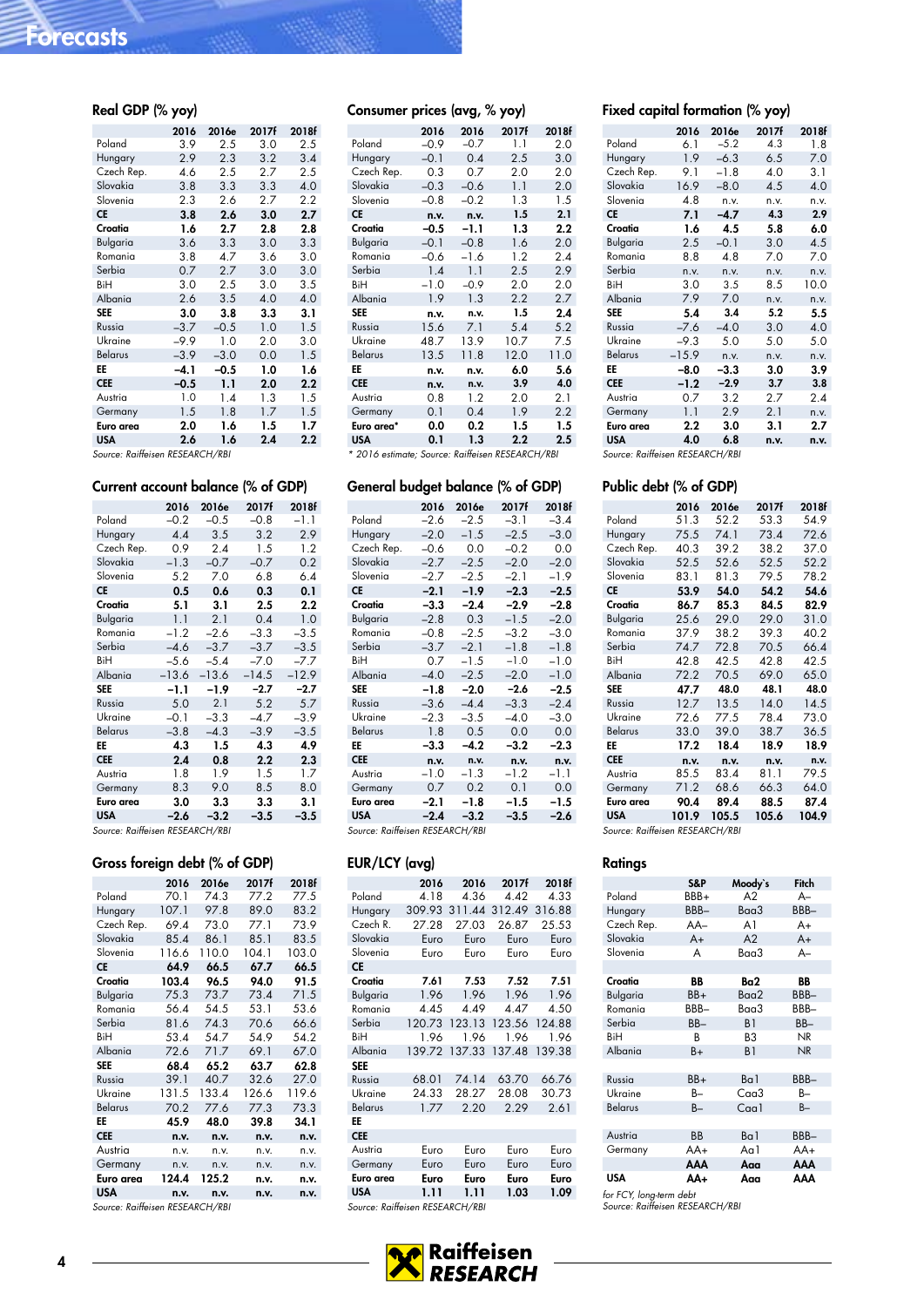# Forecasts

### Real GDP (% yoy)

| | 2016 | 2016e | 2017f | 2018f |
|---|---|---|---|---|
| Poland | 3.9 | 2.5 | 3.0 | 2.5 |
| Hungary | 2.9 | 2.3 | 3.2 | 3.4 |
| Czech Rep. | 4.6 | 2.5 | 2.7 | 2.5 |
| Slovakia | 3.8 | 3.3 | 3.3 | 4.0 |
| Slovenia | 2.3 | 2.6 | 2.7 | 2.2 |
| **CE** | **3.8** | **2.6** | **3.0** | **2.7** |
| **Croatia** | **1.6** | **2.7** | **2.8** | **2.8** |
| Bulgaria | 3.6 | 3.3 | 3.0 | 3.3 |
| Romania | 3.8 | 4.7 | 3.6 | 3.0 |
| Serbia | 0.7 | 2.7 | 3.0 | 3.0 |
| BiH | 3.0 | 2.5 | 3.0 | 3.5 |
| Albania | 2.6 | 3.5 | 4.0 | 4.0 |
| **SEE** | **3.0** | **3.8** | **3.3** | **3.1** |
| Russia | –3.7 | –0.5 | 1.0 | 1.5 |
| Ukraine | –9.9 | 1.0 | 2.0 | 3.0 |
| Belarus | –3.9 | –3.0 | 0.0 | 1.5 |
| **EE** | **–4.1** | **–0.5** | **1.0** | **1.6** |
| **CEE** | **–0.5** | **1.1** | **2.0** | **2.2** |
| Austria | 1.0 | 1.4 | 1.3 | 1.5 |
| Germany | 1.5 | 1.8 | 1.7 | 1.5 |
| **Euro area** | **2.0** | **1.6** | **1.5** | **1.7** |
| **USA** | **2.6** | **1.6** | **2.4** | **2.2** |

*Source: Raiffeisen RESEARCH/RBI*

### Consumer prices (avg, % yoy)

| | 2016 | 2016 | 2017f | 2018f |
|---|---|---|---|---|
| Poland | –0.9 | –0.7 | 1.1 | 2.0 |
| Hungary | –0.1 | 0.4 | 2.5 | 3.0 |
| Czech Rep. | 0.3 | 0.7 | 2.0 | 2.0 |
| Slovakia | –0.3 | –0.6 | 1.1 | 2.0 |
| Slovenia | –0.8 | –0.2 | 1.3 | 1.5 |
| **CE** | **n.v.** | **n.v.** | **1.5** | **2.1** |
| **Croatia** | **–0.5** | **–1.1** | **1.3** | **2.2** |
| Bulgaria | –0.1 | –0.8 | 1.6 | 2.0 |
| Romania | –0.6 | –1.6 | 1.2 | 2.4 |
| Serbia | 1.4 | 1.1 | 2.5 | 2.9 |
| BiH | –1.0 | –0.9 | 2.0 | 2.0 |
| Albania | 1.9 | 1.3 | 2.2 | 2.7 |
| **SEE** | **n.v.** | **n.v.** | **1.5** | **2.4** |
| Russia | 15.6 | 7.1 | 5.4 | 5.2 |
| Ukraine | 48.7 | 13.9 | 10.7 | 7.5 |
| Belarus | 13.5 | 11.8 | 12.0 | 11.0 |
| **EE** | **n.v.** | **n.v.** | **6.0** | **5.6** |
| **CEE** | **n.v.** | **n.v.** | **3.9** | **4.0** |
| Austria | 0.8 | 1.2 | 2.0 | 2.1 |
| Germany | 0.1 | 0.4 | 1.9 | 2.2 |
| **Euro area*** | **0.0** | **0.2** | **1.5** | **1.5** |
| **USA** | **0.1** | **1.3** | **2.2** | **2.5** |

*\* 2016 estimate; Source: Raiffeisen RESEARCH/RBI*

### Fixed capital formation (% yoy)

| | 2016 | 2016e | 2017f | 2018f |
|---|---|---|---|---|
| Poland | 6.1 | –5.2 | 4.3 | 1.8 |
| Hungary | 1.9 | –6.3 | 6.5 | 7.0 |
| Czech Rep. | 9.1 | –1.8 | 4.0 | 3.1 |
| Slovakia | 16.9 | –8.0 | 4.5 | 4.0 |
| Slovenia | 4.8 | n.v. | n.v. | n.v. |
| **CE** | **7.1** | **–4.7** | **4.3** | **2.9** |
| **Croatia** | **1.6** | **4.5** | **5.8** | **6.0** |
| Bulgaria | 2.5 | –0.1 | 3.0 | 4.5 |
| Romania | 8.8 | 4.8 | 7.0 | 7.0 |
| Serbia | n.v. | n.v. | n.v. | n.v. |
| BiH | 3.0 | 3.5 | 8.5 | 10.0 |
| Albania | 7.9 | 7.0 | n.v. | n.v. |
| **SEE** | **5.4** | **3.4** | **5.2** | **5.5** |
| Russia | –7.6 | –4.0 | 3.0 | 4.0 |
| Ukraine | –9.3 | 5.0 | 5.0 | 5.0 |
| Belarus | –15.9 | n.v. | n.v. | n.v. |
| **EE** | **–8.0** | **–3.3** | **3.0** | **3.9** |
| **CEE** | **–1.2** | **–2.9** | **3.7** | **3.8** |
| Austria | 0.7 | 3.2 | 2.7 | 2.4 |
| Germany | 1.1 | 2.9 | 2.1 | n.v. |
| **Euro area** | **2.2** | **3.0** | **3.1** | **2.7** |
| **USA** | **4.0** | **6.8** | **n.v.** | **n.v.** |

*Source: Raiffeisen RESEARCH/RBI*

### Current account balance (% of GDP)

| | 2016 | 2016e | 2017f | 2018f |
|---|---|---|---|---|
| Poland | –0.2 | –0.5 | –0.8 | –1.1 |
| Hungary | 4.4 | 3.5 | 3.2 | 2.9 |
| Czech Rep. | 0.9 | 2.4 | 1.5 | 1.2 |
| Slovakia | –1.3 | –0.7 | –0.7 | 0.2 |
| Slovenia | 5.2 | 7.0 | 6.8 | 6.4 |
| **CE** | **0.5** | **0.6** | **0.3** | **0.1** |
| **Croatia** | **5.1** | **3.1** | **2.5** | **2.2** |
| Bulgaria | 1.1 | 2.1 | 0.4 | 1.0 |
| Romania | –1.2 | –2.6 | –3.3 | –3.5 |
| Serbia | –4.6 | –3.7 | –3.7 | –3.5 |
| BiH | –5.6 | –5.4 | –7.0 | –7.7 |
| Albania | –13.6 | –13.6 | –14.5 | –12.9 |
| **SEE** | **–1.1** | **–1.9** | **–2.7** | **–2.7** |
| Russia | 5.0 | 2.1 | 5.2 | 5.7 |
| Ukraine | –0.1 | –3.3 | –4.7 | –3.9 |
| Belarus | –3.8 | –4.3 | –3.9 | –3.5 |
| **EE** | **4.3** | **1.5** | **4.3** | **4.9** |
| **CEE** | **2.4** | **0.8** | **2.2** | **2.3** |
| Austria | 1.8 | 1.9 | 1.5 | 1.7 |
| Germany | 8.3 | 9.0 | 8.5 | 8.0 |
| **Euro area** | **3.0** | **3.3** | **3.3** | **3.1** |
| **USA** | **–2.6** | **–3.2** | **–3.5** | **–3.5** |

*Source: Raiffeisen RESEARCH/RBI*

### General budget balance (% of GDP)

| | 2016 | 2016e | 2017f | 2018f |
|---|---|---|---|---|
| Poland | –2.6 | –2.5 | –3.1 | –3.4 |
| Hungary | –2.0 | –1.5 | –2.5 | –3.0 |
| Czech Rep. | –0.6 | 0.0 | –0.2 | 0.0 |
| Slovakia | –2.7 | –2.5 | –2.0 | –2.0 |
| Slovenia | –2.7 | –2.5 | –2.1 | –1.9 |
| **CE** | **–2.1** | **–1.9** | **–2.3** | **–2.5** |
| **Croatia** | **–3.3** | **–2.4** | **–2.9** | **–2.8** |
| Bulgaria | –2.8 | 0.3 | –1.5 | –2.0 |
| Romania | –0.8 | –2.5 | –3.2 | –3.0 |
| Serbia | –3.7 | –2.1 | –1.8 | –1.8 |
| BiH | 0.7 | –1.5 | –1.0 | –1.0 |
| Albania | –4.0 | –2.5 | –2.0 | –1.0 |
| **SEE** | **–1.8** | **–2.0** | **–2.6** | **–2.5** |
| Russia | –3.6 | –4.4 | –3.3 | –2.4 |
| Ukraine | –2.3 | –3.5 | –4.0 | –3.0 |
| Belarus | 1.8 | 0.5 | 0.0 | 0.0 |
| **EE** | **–3.3** | **–4.2** | **–3.2** | **–2.3** |
| **CEE** | **n.v.** | **n.v.** | **n.v.** | **n.v.** |
| Austria | –1.0 | –1.3 | –1.2 | –1.1 |
| Germany | 0.7 | 0.2 | 0.1 | 0.0 |
| **Euro area** | **–2.1** | **–1.8** | **–1.5** | **–1.5** |
| **USA** | **–2.4** | **–3.2** | **–3.5** | **–2.6** |

*Source: Raiffeisen RESEARCH/RBI*

### Public debt (% of GDP)

| | 2016 | 2016e | 2017f | 2018f |
|---|---|---|---|---|
| Poland | 51.3 | 52.2 | 53.3 | 54.9 |
| Hungary | 75.5 | 74.1 | 73.4 | 72.6 |
| Czech Rep. | 40.3 | 39.2 | 38.2 | 37.0 |
| Slovakia | 52.5 | 52.6 | 52.5 | 52.2 |
| Slovenia | 83.1 | 81.3 | 79.5 | 78.2 |
| **CE** | **53.9** | **54.0** | **54.2** | **54.6** |
| **Croatia** | **86.7** | **85.3** | **84.5** | **82.9** |
| Bulgaria | 25.6 | 29.0 | 29.0 | 31.0 |
| Romania | 37.9 | 38.2 | 39.3 | 40.2 |
| Serbia | 74.7 | 72.8 | 70.5 | 66.4 |
| BiH | 42.8 | 42.5 | 42.8 | 42.5 |
| Albania | 72.2 | 70.5 | 69.0 | 65.0 |
| **SEE** | **47.7** | **48.0** | **48.1** | **48.0** |
| Russia | 12.7 | 13.5 | 14.0 | 14.5 |
| Ukraine | 72.6 | 77.5 | 78.4 | 73.0 |
| Belarus | 33.0 | 39.0 | 38.7 | 36.5 |
| **EE** | **17.2** | **18.4** | **18.9** | **18.9** |
| **CEE** | **n.v.** | **n.v.** | **n.v.** | **n.v.** |
| Austria | 85.5 | 83.4 | 81.1 | 79.5 |
| Germany | 71.2 | 68.6 | 66.3 | 64.0 |
| **Euro area** | **90.4** | **89.4** | **88.5** | **87.4** |
| **USA** | **101.9** | **105.5** | **105.6** | **104.9** |

*Source: Raiffeisen RESEARCH/RBI*

### Gross foreign debt (% of GDP)

| | 2016 | 2016e | 2017f | 2018f |
|---|---|---|---|---|
| Poland | 70.1 | 74.3 | 77.2 | 77.5 |
| Hungary | 107.1 | 97.8 | 89.0 | 83.2 |
| Czech Rep. | 69.4 | 73.0 | 77.1 | 73.9 |
| Slovakia | 85.4 | 86.1 | 85.1 | 83.5 |
| Slovenia | 116.6 | 110.0 | 104.1 | 103.0 |
| **CE** | **64.9** | **66.5** | **67.7** | **66.5** |
| **Croatia** | **103.4** | **96.5** | **94.0** | **91.5** |
| Bulgaria | 75.3 | 73.7 | 73.4 | 71.5 |
| Romania | 56.4 | 54.5 | 53.1 | 53.6 |
| Serbia | 81.6 | 74.3 | 70.6 | 66.6 |
| BiH | 53.4 | 54.7 | 54.9 | 54.2 |
| Albania | 72.6 | 71.7 | 69.1 | 67.0 |
| **SEE** | **68.4** | **65.2** | **63.7** | **62.8** |
| Russia | 39.1 | 40.7 | 32.6 | 27.0 |
| Ukraine | 131.5 | 133.4 | 126.6 | 119.6 |
| Belarus | 70.2 | 77.6 | 77.3 | 73.3 |
| **EE** | **45.9** | **48.0** | **39.8** | **34.1** |
| **CEE** | **n.v.** | **n.v.** | **n.v.** | **n.v.** |
| Austria | n.v. | n.v. | n.v. | n.v. |
| Germany | n.v. | n.v. | n.v. | n.v. |
| **Euro area** | **124.4** | **125.2** | **n.v.** | **n.v.** |
| **USA** | **n.v.** | **n.v.** | **n.v.** | **n.v.** |

*Source: Raiffeisen RESEARCH/RBI*

### EUR/LCY (avg)

| | 2016 | 2016 | 2017f | 2018f |
|---|---|---|---|---|
| Poland | 4.18 | 4.36 | 4.42 | 4.33 |
| Hungary | 309.93 | 311.44 | 312.49 | 316.88 |
| Czech R. | 27.28 | 27.03 | 26.87 | 25.53 |
| Slovakia | Euro | Euro | Euro | Euro |
| Slovenia | Euro | Euro | Euro | Euro |
| **CE** | | | | |
| **Croatia** | **7.61** | **7.53** | **7.52** | **7.51** |
| Bulgaria | 1.96 | 1.96 | 1.96 | 1.96 |
| Romania | 4.45 | 4.49 | 4.47 | 4.50 |
| Serbia | 120.73 | 123.13 | 123.56 | 124.88 |
| BiH | 1.96 | 1.96 | 1.96 | 1.96 |
| Albania | 139.72 | 137.33 | 137.48 | 139.38 |
| **SEE** | | | | |
| Russia | 68.01 | 74.14 | 63.70 | 66.76 |
| Ukraine | 24.33 | 28.27 | 28.08 | 30.73 |
| Belarus | 1.77 | 2.20 | 2.29 | 2.61 |
| **EE** | | | | |
| **CEE** | | | | |
| Austria | Euro | Euro | Euro | Euro |
| Germany | Euro | Euro | Euro | Euro |
| **Euro area** | **Euro** | **Euro** | **Euro** | **Euro** |
| **USA** | **1.11** | **1.11** | **1.03** | **1.09** |

*Source: Raiffeisen RESEARCH/RBI*

### Ratings

| | S&P | Moody's | Fitch |
|---|---|---|---|
| Poland | BBB+ | A2 | A– |
| Hungary | BBB– | Baa3 | BBB– |
| Czech Rep. | AA– | A1 | A+ |
| Slovakia | A+ | A2 | A+ |
| Slovenia | A | Baa3 | A– |
| | | | |
| **Croatia** | **BB** | **Ba2** | **BB** |
| Bulgaria | BB+ | Baa2 | BBB– |
| Romania | BBB– | Baa3 | BBB– |
| Serbia | BB– | B1 | BB– |
| BiH | B | B3 | NR |
| Albania | B+ | B1 | NR |
| | | | |
| Russia | BB+ | Ba1 | BBB– |
| Ukraine | B– | Caa3 | B– |
| Belarus | B– | Caa1 | B– |
| | | | |
| Austria | BB | Ba1 | BBB– |
| Germany | AA+ | Aa1 | AA+ |
| | **AAA** | **Aaa** | **AAA** |
| **USA** | **AA+** | **Aaa** | **AAA** |

*for FCY, long-term debt*
*Source: Raiffeisen RESEARCH/RBI*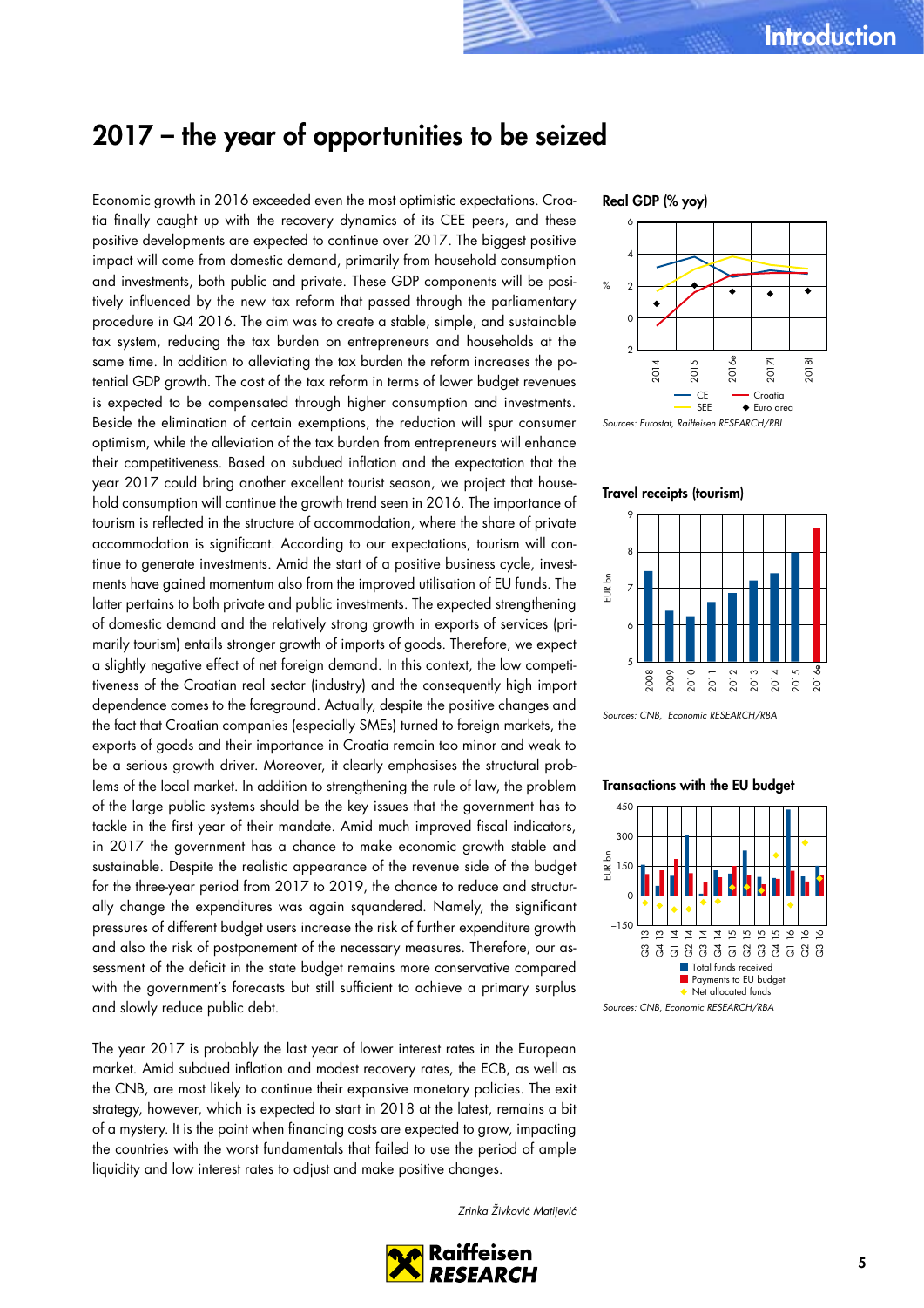# 2017 – the year of opportunities to be seized

Economic growth in 2016 exceeded even the most optimistic expectations. Croatia finally caught up with the recovery dynamics of its CEE peers, and these positive developments are expected to continue over 2017. The biggest positive impact will come from domestic demand, primarily from household consumption and investments, both public and private. These GDP components will be positively influenced by the new tax reform that passed through the parliamentary procedure in Q4 2016. The aim was to create a stable, simple, and sustainable tax system, reducing the tax burden on entrepreneurs and households at the same time. In addition to alleviating the tax burden the reform increases the potential GDP growth. The cost of the tax reform in terms of lower budget revenues is expected to be compensated through higher consumption and investments. Beside the elimination of certain exemptions, the reduction will spur consumer optimism, while the alleviation of the tax burden from entrepreneurs will enhance their competitiveness. Based on subdued inflation and the expectation that the year 2017 could bring another excellent tourist season, we project that household consumption will continue the growth trend seen in 2016. The importance of tourism is reflected in the structure of accommodation, where the share of private accommodation is significant. According to our expectations, tourism will continue to generate investments. Amid the start of a positive business cycle, investments have gained momentum also from the improved utilisation of EU funds. The latter pertains to both private and public investments. The expected strengthening of domestic demand and the relatively strong growth in exports of services (primarily tourism) entails stronger growth of imports of goods. Therefore, we expect a slightly negative effect of net foreign demand. In this context, the low competitiveness of the Croatian real sector (industry) and the consequently high import dependence comes to the foreground. Actually, despite the positive changes and the fact that Croatian companies (especially SMEs) turned to foreign markets, the exports of goods and their importance in Croatia remain too minor and weak to be a serious growth driver. Moreover, it clearly emphasises the structural problems of the local market. In addition to strengthening the rule of law, the problem of the large public systems should be the key issues that the government has to tackle in the first year of their mandate. Amid much improved fiscal indicators, in 2017 the government has a chance to make economic growth stable and sustainable. Despite the realistic appearance of the revenue side of the budget for the three-year period from 2017 to 2019, the chance to reduce and structurally change the expenditures was again squandered. Namely, the significant pressures of different budget users increase the risk of further expenditure growth and also the risk of postponement of the necessary measures. Therefore, our assessment of the deficit in the state budget remains more conservative compared with the government's forecasts but still sufficient to achieve a primary surplus and slowly reduce public debt.

The year 2017 is probably the last year of lower interest rates in the European market. Amid subdued inflation and modest recovery rates, the ECB, as well as the CNB, are most likely to continue their expansive monetary policies. The exit strategy, however, which is expected to start in 2018 at the latest, remains a bit of a mystery. It is the point when financing costs are expected to grow, impacting the countries with the worst fundamentals that failed to use the period of ample liquidity and low interest rates to adjust and make positive changes.

*Zrinka Živković Matijević*

**Real GDP (% yoy)**

*Sources: Eurostat, Raiffeisen RESEARCH/RBI*

**Travel receipts (tourism)**

*Sources: CNB, Economic RESEARCH/RBA*

**Transactions with the EU budget**

*Sources: CNB, Economic RESEARCH/RBA*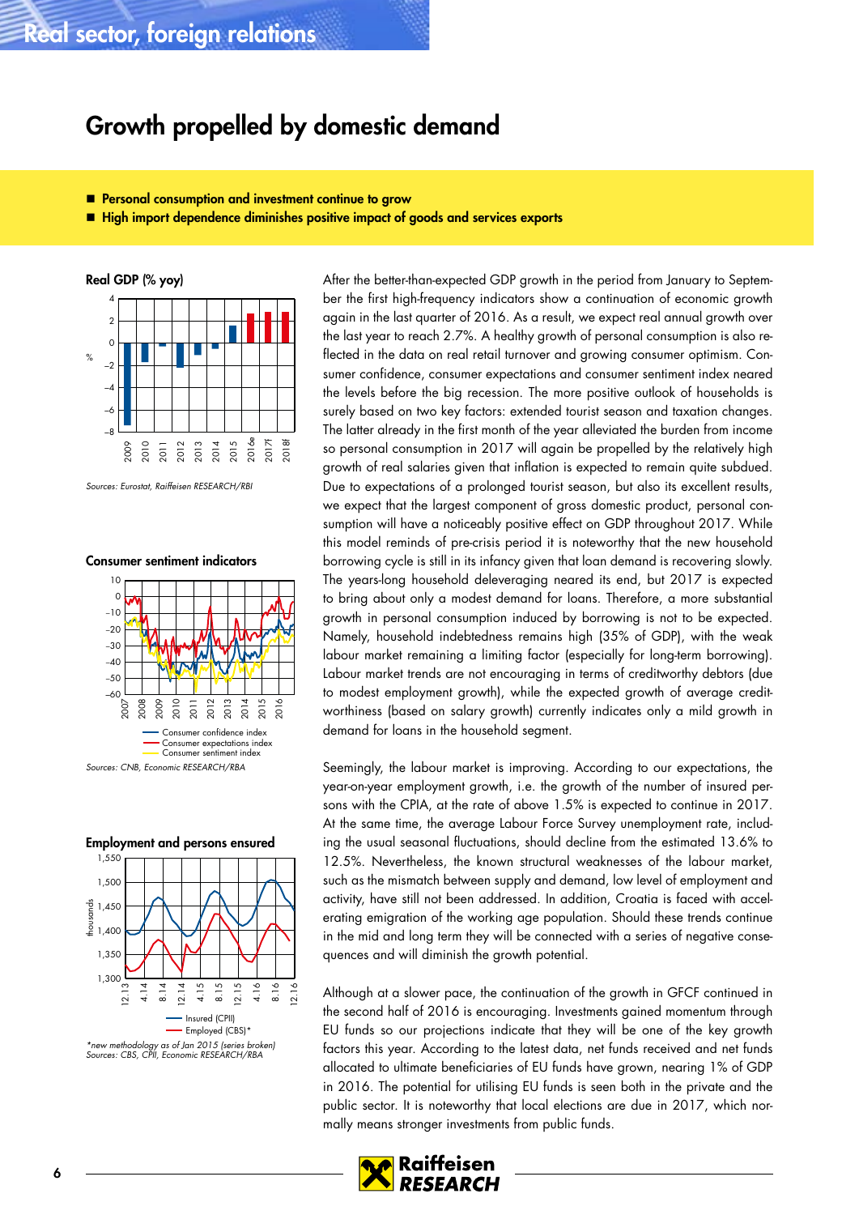# Growth propelled by domestic demand

- Personal consumption and investment continue to grow
- High import dependence diminishes positive impact of goods and services exports

**Real GDP (% yoy)**

Sources: Eurostat, Raiffeisen RESEARCH/RBI

**Consumer sentiment indicators**

Sources: CNB, Economic RESEARCH/RBA

**Employment and persons ensured**

*new methodology as of Jan 2015 (series broken)
Sources: CBS, CPII, Economic RESEARCH/RBA

After the better-than-expected GDP growth in the period from January to September the first high-frequency indicators show a continuation of economic growth again in the last quarter of 2016. As a result, we expect real annual growth over the last year to reach 2.7%. A healthy growth of personal consumption is also reflected in the data on real retail turnover and growing consumer optimism. Consumer confidence, consumer expectations and consumer sentiment index neared the levels before the big recession. The more positive outlook of households is surely based on two key factors: extended tourist season and taxation changes. The latter already in the first month of the year alleviated the burden from income so personal consumption in 2017 will again be propelled by the relatively high growth of real salaries given that inflation is expected to remain quite subdued. Due to expectations of a prolonged tourist season, but also its excellent results, we expect that the largest component of gross domestic product, personal consumption will have a noticeably positive effect on GDP throughout 2017. While this model reminds of pre-crisis period it is noteworthy that the new household borrowing cycle is still in its infancy given that loan demand is recovering slowly. The years-long household deleveraging neared its end, but 2017 is expected to bring about only a modest demand for loans. Therefore, a more substantial growth in personal consumption induced by borrowing is not to be expected. Namely, household indebtedness remains high (35% of GDP), with the weak labour market remaining a limiting factor (especially for long-term borrowing). Labour market trends are not encouraging in terms of creditworthy debtors (due to modest employment growth), while the expected growth of average creditworthiness (based on salary growth) currently indicates only a mild growth in demand for loans in the household segment.

Seemingly, the labour market is improving. According to our expectations, the year-on-year employment growth, i.e. the growth of the number of insured persons with the CPIA, at the rate of above 1.5% is expected to continue in 2017. At the same time, the average Labour Force Survey unemployment rate, including the usual seasonal fluctuations, should decline from the estimated 13.6% to 12.5%. Nevertheless, the known structural weaknesses of the labour market, such as the mismatch between supply and demand, low level of employment and activity, have still not been addressed. In addition, Croatia is faced with accelerating emigration of the working age population. Should these trends continue in the mid and long term they will be connected with a series of negative consequences and will diminish the growth potential.

Although at a slower pace, the continuation of the growth in GFCF continued in the second half of 2016 is encouraging. Investments gained momentum through EU funds so our projections indicate that they will be one of the key growth factors this year. According to the latest data, net funds received and net funds allocated to ultimate beneficiaries of EU funds have grown, nearing 1% of GDP in 2016. The potential for utilising EU funds is seen both in the private and the public sector. It is noteworthy that local elections are due in 2017, which normally means stronger investments from public funds.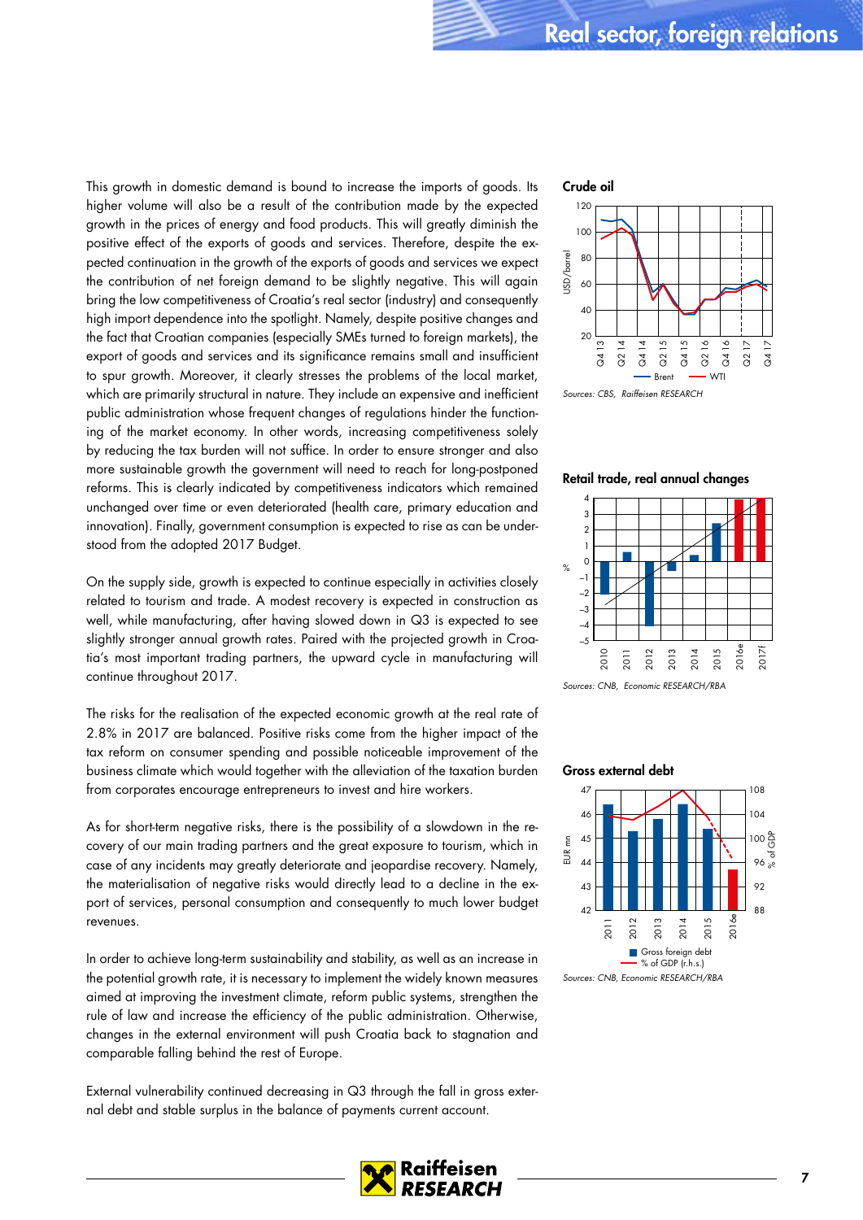This growth in domestic demand is bound to increase the imports of goods. Its higher volume will also be a result of the contribution made by the expected growth in the prices of energy and food products. This will greatly diminish the positive effect of the exports of goods and services. Therefore, despite the expected continuation in the growth of the exports of goods and services we expect the contribution of net foreign demand to be slightly negative. This will again bring the low competitiveness of Croatia's real sector (industry) and consequently high import dependence into the spotlight. Namely, despite positive changes and the fact that Croatian companies (especially SMEs turned to foreign markets), the export of goods and services and its significance remains small and insufficient to spur growth. Moreover, it clearly stresses the problems of the local market, which are primarily structural in nature. They include an expensive and inefficient public administration whose frequent changes of regulations hinder the functioning of the market economy. In other words, increasing competitiveness solely by reducing the tax burden will not suffice. In order to ensure stronger and also more sustainable growth the government will need to reach for long-postponed reforms. This is clearly indicated by competitiveness indicators which remained unchanged over time or even deteriorated (health care, primary education and innovation). Finally, government consumption is expected to rise as can be understood from the adopted 2017 Budget.

On the supply side, growth is expected to continue especially in activities closely related to tourism and trade. A modest recovery is expected in construction as well, while manufacturing, after having slowed down in Q3 is expected to see slightly stronger annual growth rates. Paired with the projected growth in Croatia's most important trading partners, the upward cycle in manufacturing will continue throughout 2017.

The risks for the realisation of the expected economic growth at the real rate of 2.8% in 2017 are balanced. Positive risks come from the higher impact of the tax reform on consumer spending and possible noticeable improvement of the business climate which would together with the alleviation of the taxation burden from corporates encourage entrepreneurs to invest and hire workers.

As for short-term negative risks, there is the possibility of a slowdown in the recovery of our main trading partners and the great exposure to tourism, which in case of any incidents may greatly deteriorate and jeopardise recovery. Namely, the materialisation of negative risks would directly lead to a decline in the export of services, personal consumption and consequently to much lower budget revenues.

In order to achieve long-term sustainability and stability, as well as an increase in the potential growth rate, it is necessary to implement the widely known measures aimed at improving the investment climate, reform public systems, strengthen the rule of law and increase the efficiency of the public administration. Otherwise, changes in the external environment will push Croatia back to stagnation and comparably falling behind the rest of Europe.

External vulnerability continued decreasing in Q3 through the fall in gross external debt and stable surplus in the balance of payments current account.

**Crude oil**

Sources: CBS, Raiffeisen RESEARCH

**Retail trade, real annual changes**

Sources: CNB, Economic RESEARCH/RBA

**Gross external debt**

Sources: CNB, Economic RESEARCH/RBA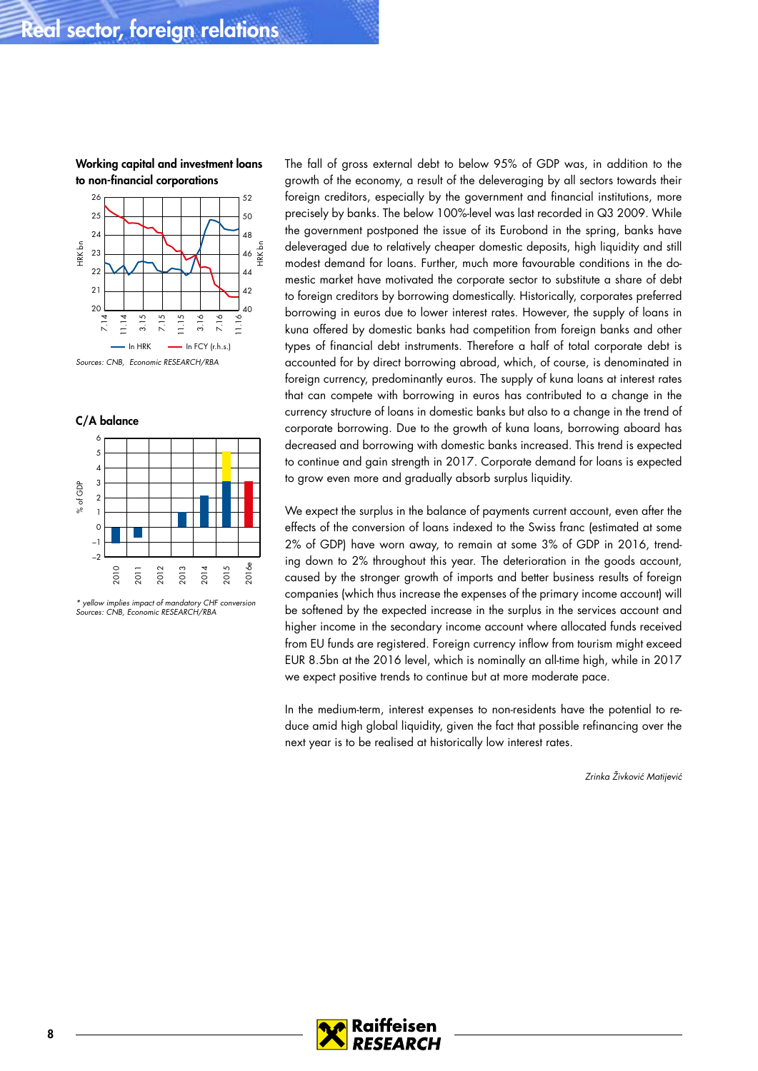**Working capital and investment loans to non-financial corporations**

Sources: CNB, Economic RESEARCH/RBA

**C/A balance**

\* yellow implies impact of mandatory CHF conversion
Sources: CNB, Economic RESEARCH/RBA

The fall of gross external debt to below 95% of GDP was, in addition to the growth of the economy, a result of the deleveraging by all sectors towards their foreign creditors, especially by the government and financial institutions, more precisely by banks. The below 100%-level was last recorded in Q3 2009. While the government postponed the issue of its Eurobond in the spring, banks have deleveraged due to relatively cheaper domestic deposits, high liquidity and still modest demand for loans. Further, much more favourable conditions in the domestic market have motivated the corporate sector to substitute a share of debt to foreign creditors by borrowing domestically. Historically, corporates preferred borrowing in euros due to lower interest rates. However, the supply of loans in kuna offered by domestic banks had competition from foreign banks and other types of financial debt instruments. Therefore a half of total corporate debt is accounted for by direct borrowing abroad, which, of course, is denominated in foreign currency, predominantly euros. The supply of kuna loans at interest rates that can compete with borrowing in euros has contributed to a change in the currency structure of loans in domestic banks but also to a change in the trend of corporate borrowing. Due to the growth of kuna loans, borrowing aboard has decreased and borrowing with domestic banks increased. This trend is expected to continue and gain strength in 2017. Corporate demand for loans is expected to grow even more and gradually absorb surplus liquidity.

We expect the surplus in the balance of payments current account, even after the effects of the conversion of loans indexed to the Swiss franc (estimated at some 2% of GDP) have worn away, to remain at some 3% of GDP in 2016, trending down to 2% throughout this year. The deterioration in the goods account, caused by the stronger growth of imports and better business results of foreign companies (which thus increase the expenses of the primary income account) will be softened by the expected increase in the surplus in the services account and higher income in the secondary income account where allocated funds received from EU funds are registered. Foreign currency inflow from tourism might exceed EUR 8.5bn at the 2016 level, which is nominally an all-time high, while in 2017 we expect positive trends to continue but at more moderate pace.

In the medium-term, interest expenses to non-residents have the potential to reduce amid high global liquidity, given the fact that possible refinancing over the next year is to be realised at historically low interest rates.

*Zrinka Živković Matijević*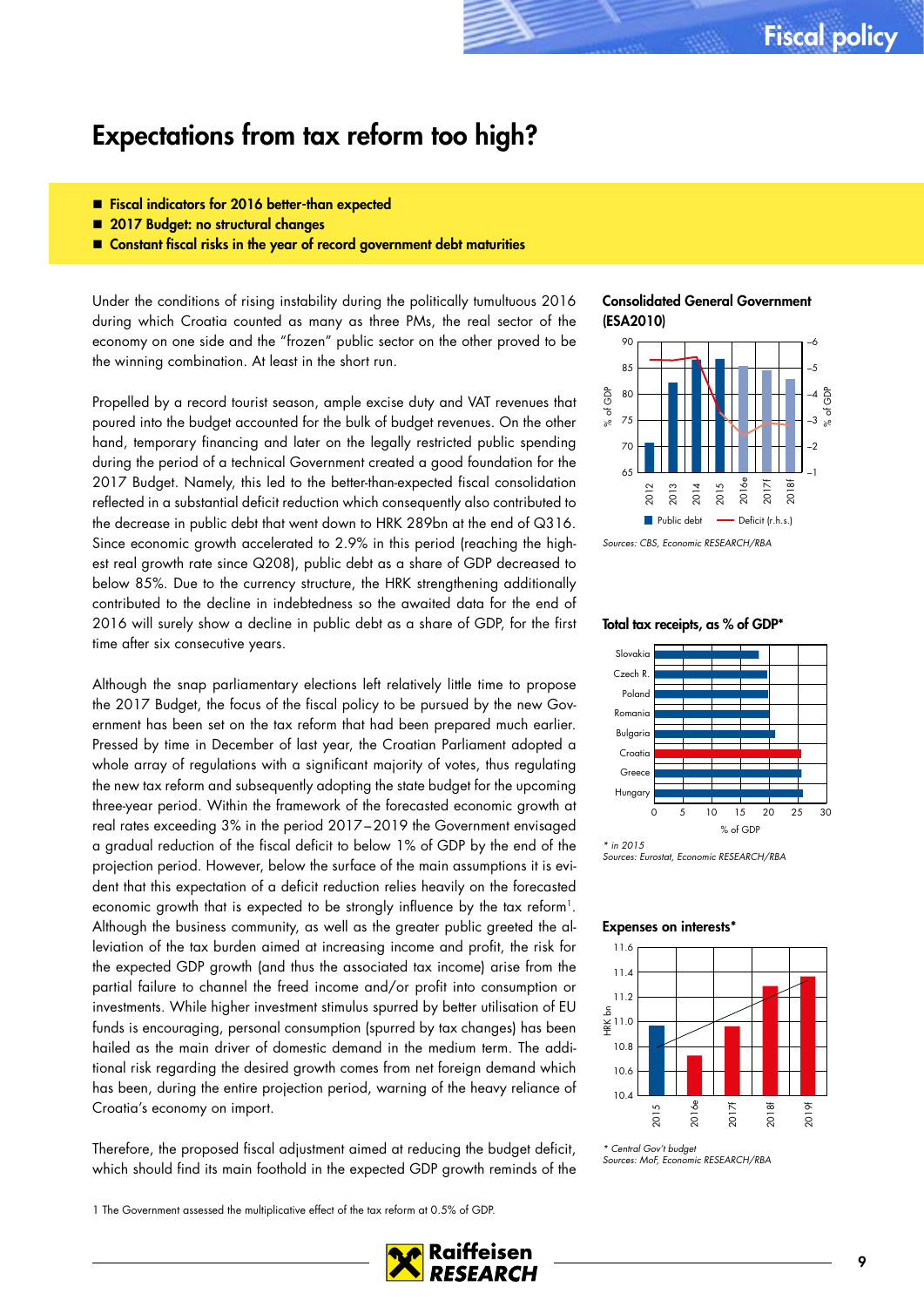# Expectations from tax reform too high?

- **Fiscal indicators for 2016 better-than expected**
- **2017 Budget: no structural changes**
- **Constant fiscal risks in the year of record government debt maturities**

Under the conditions of rising instability during the politically tumultuous 2016 during which Croatia counted as many as three PMs, the real sector of the economy on one side and the "frozen" public sector on the other proved to be the winning combination. At least in the short run.

Propelled by a record tourist season, ample excise duty and VAT revenues that poured into the budget accounted for the bulk of budget revenues. On the other hand, temporary financing and later on the legally restricted public spending during the period of a technical Government created a good foundation for the 2017 Budget. Namely, this led to the better-than-expected fiscal consolidation reflected in a substantial deficit reduction which consequently also contributed to the decrease in public debt that went down to HRK 289bn at the end of Q316. Since economic growth accelerated to 2.9% in this period (reaching the highest real growth rate since Q208), public debt as a share of GDP decreased to below 85%. Due to the currency structure, the HRK strengthening additionally contributed to the decline in indebtedness so the awaited data for the end of 2016 will surely show a decline in public debt as a share of GDP, for the first time after six consecutive years.

Although the snap parliamentary elections left relatively little time to propose the 2017 Budget, the focus of the fiscal policy to be pursued by the new Government has been set on the tax reform that had been prepared much earlier. Pressed by time in December of last year, the Croatian Parliament adopted a whole array of regulations with a significant majority of votes, thus regulating the new tax reform and subsequently adopting the state budget for the upcoming three-year period. Within the framework of the forecasted economic growth at real rates exceeding 3% in the period 2017–2019 the Government envisaged a gradual reduction of the fiscal deficit to below 1% of GDP by the end of the projection period. However, below the surface of the main assumptions it is evident that this expectation of a deficit reduction relies heavily on the forecasted economic growth that is expected to be strongly influence by the tax reform[1]. Although the business community, as well as the greater public greeted the alleviation of the tax burden aimed at increasing income and profit, the risk for the expected GDP growth (and thus the associated tax income) arise from the partial failure to channel the freed income and/or profit into consumption or investments. While higher investment stimulus spurred by better utilisation of EU funds is encouraging, personal consumption (spurred by tax changes) has been hailed as the main driver of domestic demand in the medium term. The additional risk regarding the desired growth comes from net foreign demand which has been, during the entire projection period, warning of the heavy reliance of Croatia's economy on import.

Therefore, the proposed fiscal adjustment aimed at reducing the budget deficit, which should find its main foothold in the expected GDP growth reminds of the

**Consolidated General Government (ESA2010)**

Public debt (% of GDP, l.h.s.); Deficit (% of GDP, r.h.s.); 2012–2018f

Sources: CBS, Economic RESEARCH/RBA

**Total tax receipts, as % of GDP***

Slovakia, Czech R., Poland, Romania, Bulgaria, Croatia, Greece, Hungary

* in 2015
Sources: Eurostat, Economic RESEARCH/RBA

**Expenses on interests***

HRK bn; 2015, 2016e, 2017f, 2018f, 2019f

* Central Gov't budget
Sources: MoF, Economic RESEARCH/RBA

1 The Government assessed the multiplicative effect of the tax reform at 0.5% of GDP.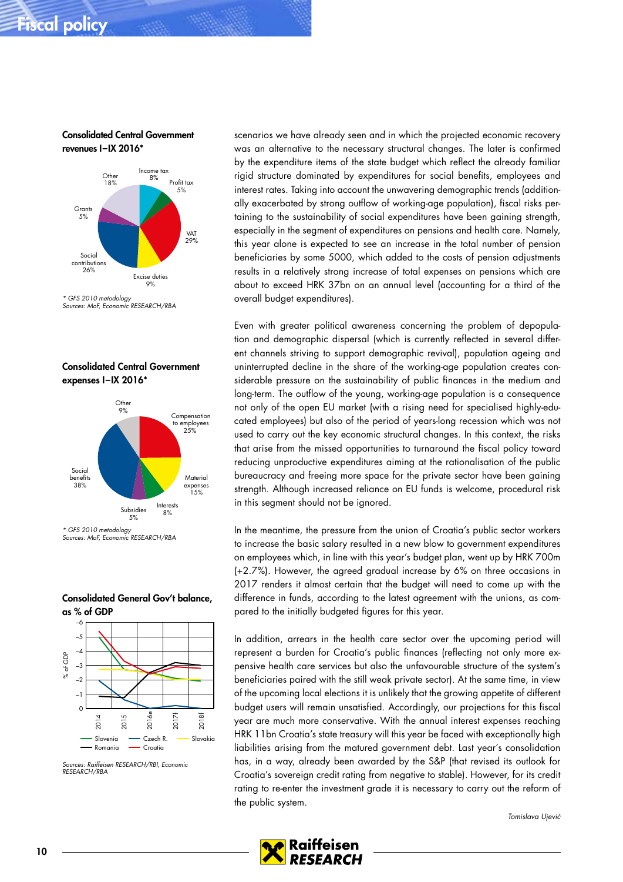### Consolidated Central Government revenues I–IX 2016*

Income tax 8%, Profit tax 5%, VAT 29%, Excise duties 9%, Social contributions 26%, Grants 5%, Other 18%

*\* GFS 2010 metodology*
*Sources: MoF, Economic RESEARCH/RBA*

### Consolidated Central Government expenses I–IX 2016*

Compensation to employees 25%, Material expenses 15%, Interests 8%, Subsidies 5%, Social benefits 38%, Other 9%

*\* GFS 2010 metodology*
*Sources: MoF, Economic RESEARCH/RBA*

### Consolidated General Gov't balance, as % of GDP

*Sources: Raiffeisen RESEARCH/RBI, Economic RESEARCH/RBA*

scenarios we have already seen and in which the projected economic recovery was an alternative to the necessary structural changes. The later is confirmed by the expenditure items of the state budget which reflect the already familiar rigid structure dominated by expenditures for social benefits, employees and interest rates. Taking into account the unwavering demographic trends (additionally exacerbated by strong outflow of working-age population), fiscal risks pertaining to the sustainability of social expenditures have been gaining strength, especially in the segment of expenditures on pensions and health care. Namely, this year alone is expected to see an increase in the total number of pension beneficiaries by some 5000, which added to the costs of pension adjustments results in a relatively strong increase of total expenses on pensions which are about to exceed HRK 37bn on an annual level (accounting for a third of the overall budget expenditures).

Even with greater political awareness concerning the problem of depopulation and demographic dispersal (which is currently reflected in several different channels striving to support demographic revival), population ageing and uninterrupted decline in the share of the working-age population creates considerable pressure on the sustainability of public finances in the medium and long-term. The outflow of the young, working-age population is a consequence not only of the open EU market (with a rising need for specialised highly-educated employees) but also of the period of years-long recession which was not used to carry out the key economic structural changes. In this context, the risks that arise from the missed opportunities to turnaround the fiscal policy toward reducing unproductive expenditures aiming at the rationalisation of the public bureaucracy and freeing more space for the private sector have been gaining strength. Although increased reliance on EU funds is welcome, procedural risk in this segment should not be ignored.

In the meantime, the pressure from the union of Croatia's public sector workers to increase the basic salary resulted in a new blow to government expenditures on employees which, in line with this year's budget plan, went up by HRK 700m (+2.7%). However, the agreed gradual increase by 6% on three occasions in 2017 renders it almost certain that the budget will need to come up with the difference in funds, according to the latest agreement with the unions, as compared to the initially budgeted figures for this year.

In addition, arrears in the health care sector over the upcoming period will represent a burden for Croatia's public finances (reflecting not only more expensive health care services but also the unfavourable structure of the system's beneficiaries paired with the still weak private sector). At the same time, in view of the upcoming local elections it is unlikely that the growing appetite of different budget users will remain unsatisfied. Accordingly, our projections for this fiscal year are much more conservative. With the annual interest expenses reaching HRK 11bn Croatia's state treasury will this year be faced with exceptionally high liabilities arising from the matured government debt. Last year's consolidation has, in a way, already been awarded by the S&P (that revised its outlook for Croatia's sovereign credit rating from negative to stable). However, for its credit rating to re-enter the investment grade it is necessary to carry out the reform of the public system.

*Tomislava Ujević*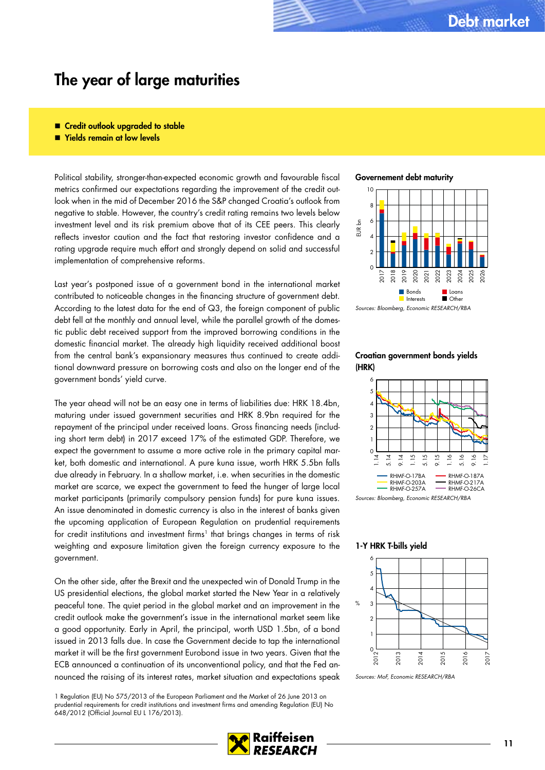# The year of large maturities

- **Credit outlook upgraded to stable**
- **Yields remain at low levels**

Political stability, stronger-than-expected economic growth and favourable fiscal metrics confirmed our expectations regarding the improvement of the credit outlook when in the mid of December 2016 the S&P changed Croatia's outlook from negative to stable. However, the country's credit rating remains two levels below investment level and its risk premium above that of its CEE peers. This clearly reflects investor caution and the fact that restoring investor confidence and a rating upgrade require much effort and strongly depend on solid and successful implementation of comprehensive reforms.

Last year's postponed issue of a government bond in the international market contributed to noticeable changes in the financing structure of government debt. According to the latest data for the end of Q3, the foreign component of public debt fell at the monthly and annual level, while the parallel growth of the domestic public debt received support from the improved borrowing conditions in the domestic financial market. The already high liquidity received additional boost from the central bank's expansionary measures thus continued to create additional downward pressure on borrowing costs and also on the longer end of the government bonds' yield curve.

The year ahead will not be an easy one in terms of liabilities due: HRK 18.4bn, maturing under issued government securities and HRK 8.9bn required for the repayment of the principal under received loans. Gross financing needs (including short term debt) in 2017 exceed 17% of the estimated GDP. Therefore, we expect the government to assume a more active role in the primary capital market, both domestic and international. A pure kuna issue, worth HRK 5.5bn falls due already in February. In a shallow market, i.e. when securities in the domestic market are scarce, we expect the government to feed the hunger of large local market participants (primarily compulsory pension funds) for pure kuna issues. An issue denominated in domestic currency is also in the interest of banks given the upcoming application of European Regulation on prudential requirements for credit institutions and investment firms[1] that brings changes in terms of risk weighting and exposure limitation given the foreign currency exposure to the government.

On the other side, after the Brexit and the unexpected win of Donald Trump in the US presidential elections, the global market started the New Year in a relatively peaceful tone. The quiet period in the global market and an improvement in the credit outlook make the government's issue in the international market seem like a good opportunity. Early in April, the principal, worth USD 1.5bn, of a bond issued in 2013 falls due. In case the Government decide to tap the international market it will be the first government Eurobond issue in two years. Given that the ECB announced a continuation of its unconventional policy, and that the Fed announced the raising of its interest rates, market situation and expectations speak

**Governement debt maturity**

*Sources: Bloomberg, Economic RESEARCH/RBA*

**Croatian government bonds yields (HRK)**

*Sources: Bloomberg, Economic RESEARCH/RBA*

**1-Y HRK T-bills yield**

*Sources: MoF, Economic RESEARCH/RBA*

1 Regulation (EU) No 575/2013 of the European Parliament and the Council of 26 June 2013 on prudential requirements for credit institutions and investment firms and amending Regulation (EU) No 648/2012 (Official Journal EU L 176/2013).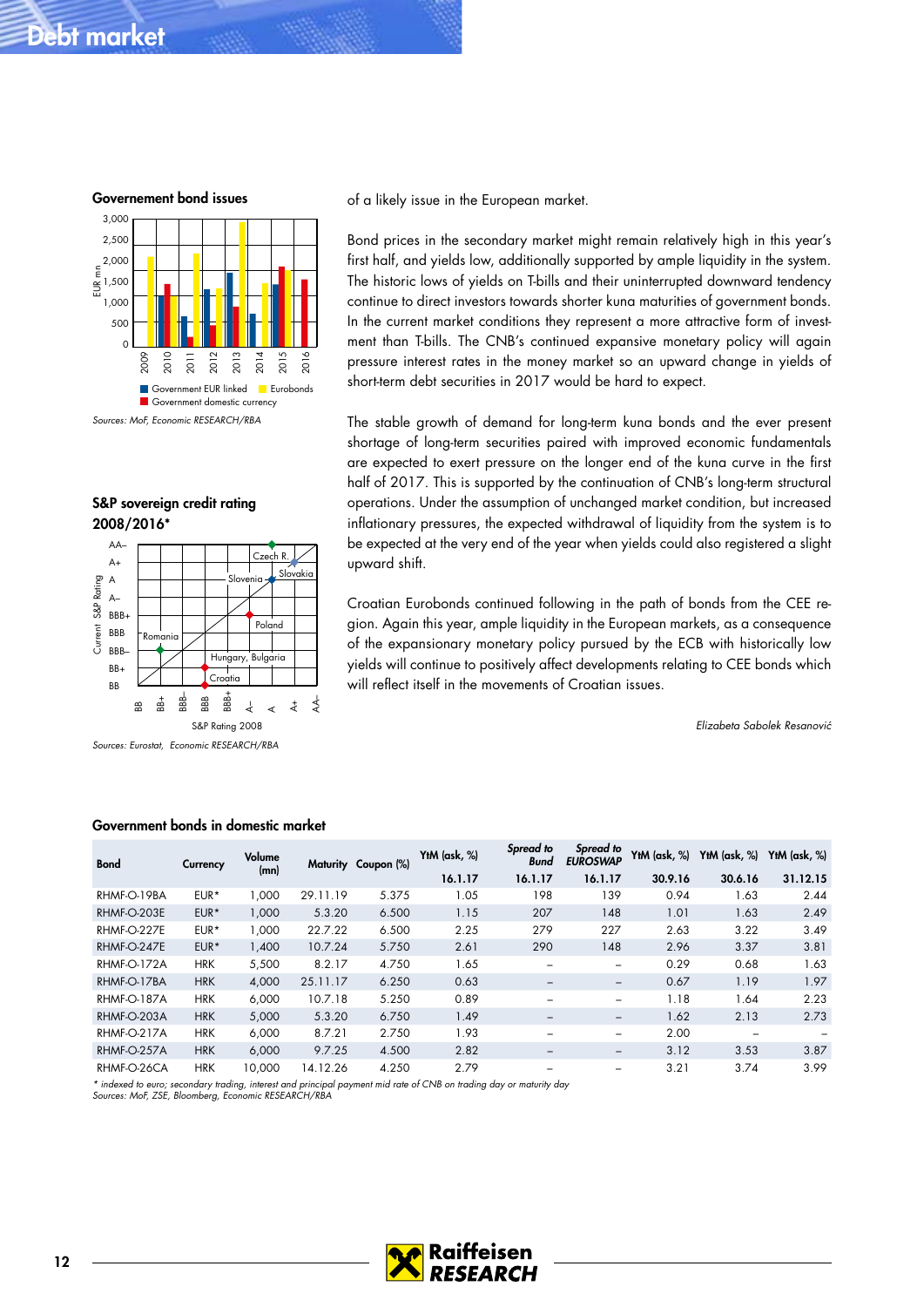# Debt market

### Governement bond issues

Sources: MoF, Economic RESEARCH/RBA

### S&P sovereign credit rating 2008/2016*

Sources: Eurostat, Economic RESEARCH/RBA

of a likely issue in the European market.

Bond prices in the secondary market might remain relatively high in this year's first half, and yields low, additionally supported by ample liquidity in the system. The historic lows of yields on T-bills and their uninterrupted downward tendency continue to direct investors towards shorter kuna maturities of government bonds. In the current market conditions they represent a more attractive form of investment than T-bills. The CNB's continued expansive monetary policy will again pressure interest rates in the money market so an upward change in yields of short-term debt securities in 2017 would be hard to expect.

The stable growth of demand for long-term kuna bonds and the ever present shortage of long-term securities paired with improved economic fundamentals are expected to exert pressure on the longer end of the kuna curve in the first half of 2017. This is supported by the continuation of CNB's long-term structural operations. Under the assumption of unchanged market condition, but increased inflationary pressures, the expected withdrawal of liquidity from the system is to be expected at the very end of the year when yields could also registered a slight upward shift.

Croatian Eurobonds continued following in the path of bonds from the CEE region. Again this year, ample liquidity in the European markets, as a consequence of the expansionary monetary policy pursued by the ECB with historically low yields will continue to positively affect developments relating to CEE bonds which will reflect itself in the movements of Croatian issues.

*Elizabeta Sabolek Resanović*

### Government bonds in domestic market

| Bond | Currency | Volume (mn) | Maturity | Coupon (%) | YtM (ask, %) 16.1.17 | *Spread to Bund* 16.1.17 | *Spread to EUROSWAP* 16.1.17 | YtM (ask, %) 30.9.16 | YtM (ask, %) 30.6.16 | YtM (ask, %) 31.12.15 |
|---|---|---|---|---|---|---|---|---|---|---|
| RHMF-O-19BA | EUR* | 1,000 | 29.11.19 | 5.375 | 1.05 | 198 | 139 | 0.94 | 1.63 | 2.44 |
| RHMF-O-203E | EUR* | 1,000 | 5.3.20 | 6.500 | 1.15 | 207 | 148 | 1.01 | 1.63 | 2.49 |
| RHMF-O-227E | EUR* | 1,000 | 22.7.22 | 6.500 | 2.25 | 279 | 227 | 2.63 | 3.22 | 3.49 |
| RHMF-O-247E | EUR* | 1,400 | 10.7.24 | 5.750 | 2.61 | 290 | 148 | 2.96 | 3.37 | 3.81 |
| RHMF-O-172A | HRK | 5,500 | 8.2.17 | 4.750 | 1.65 | – | – | 0.29 | 0.68 | 1.63 |
| RHMF-O-17BA | HRK | 4,000 | 25.11.17 | 6.250 | 0.63 | – | – | 0.67 | 1.19 | 1.97 |
| RHMF-O-187A | HRK | 6,000 | 10.7.18 | 5.250 | 0.89 | – | – | 1.18 | 1.64 | 2.23 |
| RHMF-O-203A | HRK | 5,000 | 5.3.20 | 6.750 | 1.49 | – | – | 1.62 | 2.13 | 2.73 |
| RHMF-O-217A | HRK | 6,000 | 8.7.21 | 2.750 | 1.93 | – | – | 2.00 | – | – |
| RHMF-O-257A | HRK | 6,000 | 9.7.25 | 4.500 | 2.82 | – | – | 3.12 | 3.53 | 3.87 |
| RHMF-O-26CA | HRK | 10,000 | 14.12.26 | 4.250 | 2.79 | – | – | 3.21 | 3.74 | 3.99 |

*\* indexed to euro; secondary trading, interest and principal payment mid rate of CNB on trading day or maturity day*
*Sources: MoF, ZSE, Bloomberg, Economic RESEARCH/RBA*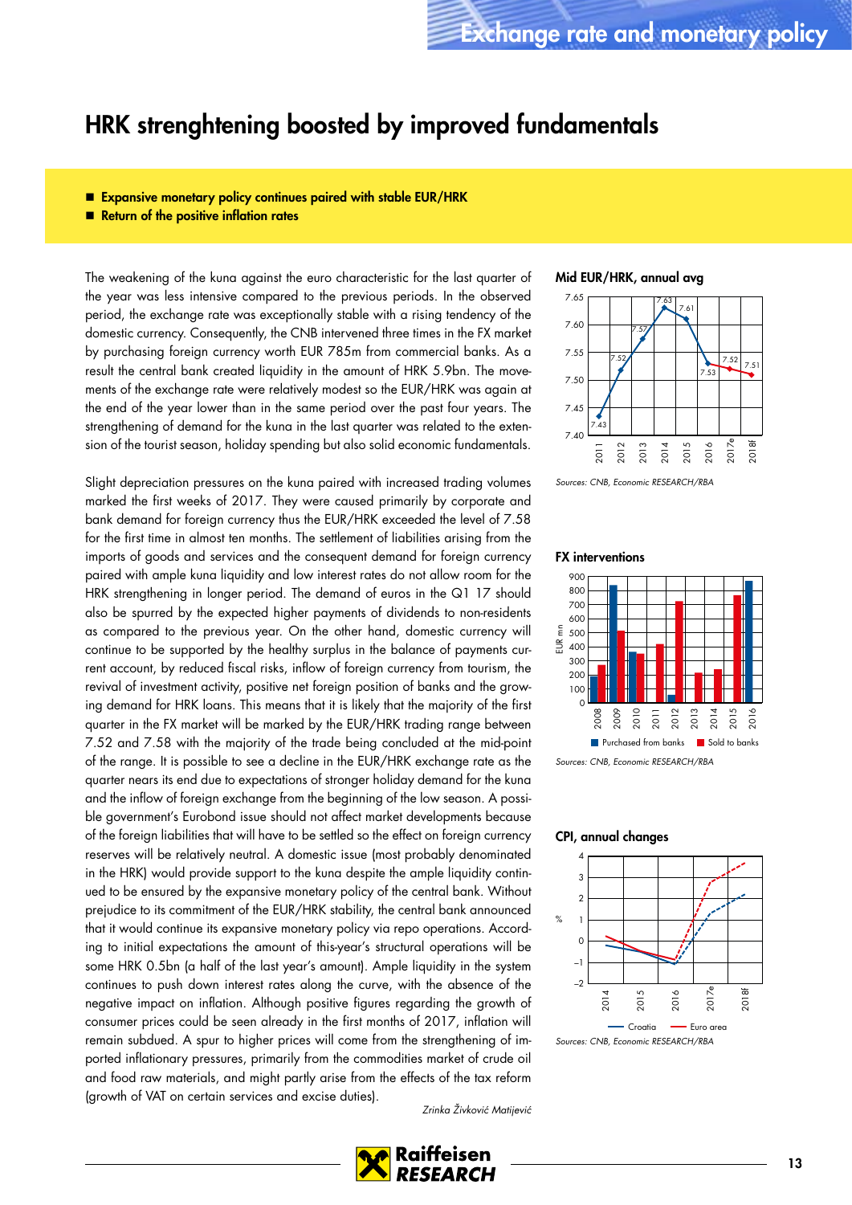# HRK strenghtening boosted by improved fundamentals

- **Expansive monetary policy continues paired with stable EUR/HRK**
- **Return of the positive inflation rates**

The weakening of the kuna against the euro characteristic for the last quarter of the year was less intensive compared to the previous periods. In the observed period, the exchange rate was exceptionally stable with a rising tendency of the domestic currency. Consequently, the CNB intervened three times in the FX market by purchasing foreign currency worth EUR 785m from commercial banks. As a result the central bank created liquidity in the amount of HRK 5.9bn. The movements of the exchange rate were relatively modest as the EUR/HRK was again at the end of the year lower than in the same period over the past four years. The strengthening of demand for the kuna in the last quarter was related to the extension of the tourist season, holiday spending but also solid economic fundamentals.

Slight depreciation pressures on the kuna paired with increased trading volumes marked the first weeks of 2017. They were caused primarily by corporate and bank demand for foreign currency thus the EUR/HRK exceeded the level of 7.58 for the first time in almost ten months. The settlement of liabilities arising from the imports of goods and services and the consequent demand for foreign currency paired with ample kuna liquidity and low interest rates do not allow room for the HRK strengthening in longer period. The demand of euros in the Q1 17 should also be spurred by the expected higher payments of dividends to non-residents as compared to the previous year. On the other hand, domestic currency will continue to be supported by the healthy surplus in the balance of payments current account, by reduced fiscal risks, inflow of foreign currency from tourism, the revival of investment activity, positive net foreign position of banks and the growing demand for HRK loans. This means that it is likely that the majority of the first quarter in the FX market will be marked by the EUR/HRK trading range between 7.52 and 7.58 with the majority of the trade being concluded at the mid-point of the range. It is possible to see a decline in the EUR/HRK exchange rate as the quarter nears its end due to expectations of stronger holiday demand for the kuna and the inflow of foreign exchange from the beginning of the low season. A possible government's Eurobond issue should not affect market developments because of the foreign liabilities that will have to be settled so the effect on foreign currency reserves will be relatively neutral. A domestic issue (most probably denominated in the HRK) would provide support to the kuna despite the ample liquidity continued to be ensured by the expansive monetary policy of the central bank. Without prejudice to its commitment of the EUR/HRK stability, the central bank announced that it would continue its expansive monetary policy via repo operations. According to initial expectations the amount of this-year's structural operations will be some HRK 0.5bn (a half of the last year's amount). Ample liquidity in the system continues to push down interest rates along the curve, with the absence of the negative impact on inflation. Although positive figures regarding the growth of consumer prices could be seen already in the first months of 2017, inflation will remain subdued. A spur to higher prices will come from the strengthening of imported inflationary pressures, primarily from the commodities market of crude oil and food raw materials, and might partly arise from the effects of the tax reform (growth of VAT on certain services and excise duties).

*Zrinka Živković Matijević*

**Mid EUR/HRK, annual avg**

| 2011 | 2012 | 2013 | 2014 | 2015 | 2016 | 2017e | 2018f |
|---|---|---|---|---|---|---|---|
| 7.43 | 7.52 | 7.57 | 7.63 | 7.61 | 7.53 | 7.52 | 7.51 |

*Sources: CNB, Economic RESEARCH/RBA*

**FX interventions**

*Sources: CNB, Economic RESEARCH/RBA*

**CPI, annual changes**

*Sources: CNB, Economic RESEARCH/RBA*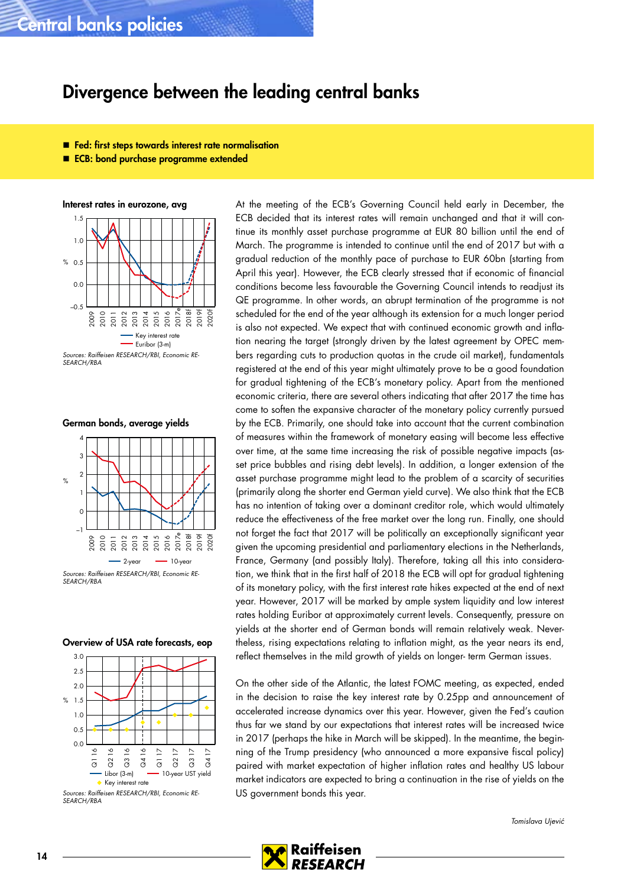# Divergence between the leading central banks

- **Fed: first steps towards interest rate normalisation**
- **ECB: bond purchase programme extended**

**Interest rates in eurozone, avg**

Key interest rate, Euribor (3-m)

*Sources: Raiffeisen RESEARCH/RBI, Economic RESEARCH/RBA*

**German bonds, average yields**

2-year, 10-year

*Sources: Raiffeisen RESEARCH/RBI, Economic RESEARCH/RBA*

**Overview of USA rate forecasts, eop**

Libor (3-m), 10-year UST yield, Key interest rate

*Sources: Raiffeisen RESEARCH/RBI, Economic RESEARCH/RBA*

At the meeting of the ECB's Governing Council held early in December, the ECB decided that its interest rates will remain unchanged and that it will continue its monthly asset purchase programme at EUR 80 billion until the end of March. The programme is intended to continue until the end of 2017 but with a gradual reduction of the monthly pace of purchase to EUR 60bn (starting from April this year). However, the ECB clearly stressed that if economic of financial conditions become less favourable the Governing Council intends to readjust its QE programme. In other words, an abrupt termination of the programme is not scheduled for the end of the year although its extension for a much longer period is also not expected. We expect that with continued economic growth and inflation nearing the target (strongly driven by the latest agreement by OPEC members regarding cuts to production quotas in the crude oil market), fundamentals registered at the end of this year might ultimately prove to be a good foundation for gradual tightening of the ECB's monetary policy. Apart from the mentioned economic criteria, there are several others indicating that after 2017 the time has come to soften the expansive character of the monetary policy currently pursued by the ECB. Primarily, one should take into account that the current combination of measures within the framework of monetary easing will become less effective over time, at the same time increasing the risk of possible negative impacts (asset price bubbles and rising debt levels). In addition, a longer extension of the asset purchase programme might lead to the problem of a scarcity of securities (primarily along the shorter end German yield curve). We also think that the ECB has no intention of taking over a dominant creditor role, which would ultimately reduce the effectiveness of the free market over the long run. Finally, one should not forget the fact that 2017 will be politically an exceptionally significant year given the upcoming presidential and parliamentary elections in the Netherlands, France, Germany (and possibly Italy). Therefore, taking all this into consideration, we think that in the first half of 2018 the ECB will opt for gradual tightening of its monetary policy, with the first interest rate hikes expected at the end of next year. However, 2017 will be marked by ample system liquidity and low interest rates holding Euribor at approximately current levels. Consequently, pressure on yields at the shorter end of German bonds will remain relatively weak. Nevertheless, rising expectations relating to inflation might, as the year nears its end, reflect themselves in the mild growth of yields on longer- term German issues.

On the other side of the Atlantic, the latest FOMC meeting, as expected, ended in the decision to raise the key interest rate by 0.25pp and announcement of accelerated increase dynamics over this year. However, given the Fed's caution thus far we stand by our expectations that interest rates will be increased twice in 2017 (perhaps the hike in March will be skipped). In the meantime, the beginning of the Trump presidency (who announced a more expansive fiscal policy) paired with market expectation of higher inflation rates and healthy US labour market indicators are expected to bring a continuation in the rise of yields on the US government bonds this year.

*Tomislava Ujević*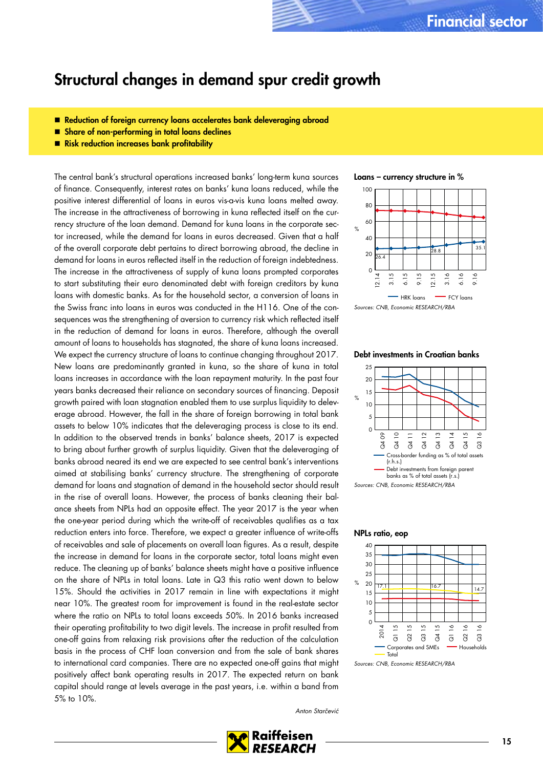# Structural changes in demand spur credit growth

- **Reduction of foreign currency loans accelerates bank deleveraging abroad**
- **Share of non-performing in total loans declines**
- **Risk reduction increases bank profitability**

The central bank's structural operations increased banks' long-term kuna sources of finance. Consequently, interest rates on banks' kuna loans reduced, while the positive interest differential of loans in euros vis-a-vis kuna loans melted away. The increase in the attractiveness of borrowing in kuna reflected itself on the currency structure of the loan demand. Demand for kuna loans in the corporate sector increased, while the demand for loans in euros decreased. Given that a half of the overall corporate debt pertains to direct borrowing abroad, the decline in demand for loans in euros reflected itself in the reduction of foreign indebtedness. The increase in the attractiveness of supply of kuna loans prompted corporates to start substituting their euro denominated debt with foreign creditors by kuna loans with domestic banks. As for the household sector, a conversion of loans in the Swiss franc into loans in euros was conducted in the H116. One of the consequences was the strengthening of aversion to currency risk which reflected itself in the reduction of demand for loans in euros. Therefore, although the overall amount of loans to households has stagnated, the share of kuna loans increased. We expect the currency structure of loans to continue changing throughout 2017. New loans are predominantly granted in kuna, so the share of kuna in total loans increases in accordance with the loan repayment maturity. In the past four years banks decreased their reliance on secondary sources of financing. Deposit growth paired with loan stagnation enabled them to use surplus liquidity to deleverage abroad. However, the fall in the share of foreign borrowing in total bank assets to below 10% indicates that the deleveraging process is close to its end. In addition to the observed trends in banks' balance sheets, 2017 is expected to bring about further growth of surplus liquidity. Given that the deleveraging of banks abroad neared its end and we are expected to see central bank's interventions aimed at stabilising banks' currency structure. The strengthening of corporate demand for loans and stagnation of demand in the household sector should result in the rise of overall loans. However, the process of banks cleaning their balance sheets from NPLs had an opposite effect. The year 2017 is the year when the one-year period during which the write-off of receivables qualifies as a tax reduction enters into force. Therefore, we expect a greater influence of write-offs of receivables and sale of placements on overall loan figures. As a result, despite the increase in demand for loans in the corporate sector, total loans might even reduce. The cleaning up of banks' balance sheets might have a positive influence on the share of NPLs in total loans. Late in Q3 this ratio went down to below 15%. Should the activities in 2017 remain in line with expectations it might near 10%. The greatest room for improvement is found in the real-estate sector where the ratio on NPLs to total loans exceeds 50%. In 2016 banks increased their operating profitability to two digit levels. The increase in profit resulted from one-off gains from relaxing risk provisions after the reduction of the calculation basis in the process of CHF loan conversion and from the sale of bank shares to international card companies. There are no expected one-off gains that might positively affect bank operating results in 2017. The expected return on bank capital should range at levels average in the past years, i.e. within a band from 5% to 10%.

*Anton Starčević*

**Loans – currency structure in %**

*Sources: CNB, Economic RESEARCH/RBA*

**Debt investments in Croatian banks**

*Sources: CNB, Economic RESEARCH/RBA*

**NPLs ratio, eop**

*Sources: CNB, Economic RESEARCH/RBA*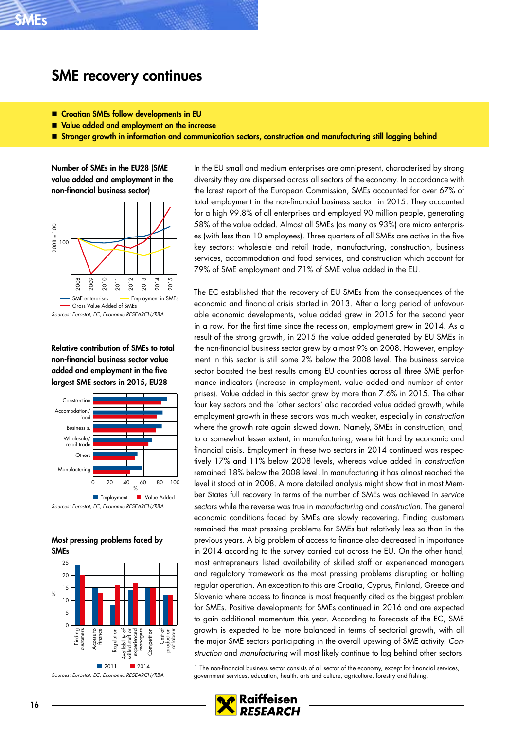# SME recovery continues

- **Croatian SMEs follow developments in EU**
- **Value added and employment on the increase**
- **Stronger growth in information and communication sectors, construction and manufacturing still lagging behind**

**Number of SMEs in the EU28 (SME value added and employment in the non-financial business sector)**

Sources: Eurostat, EC, Economic RESEARCH/RBA

**Relative contribution of SMEs to total non-financial business sector value added and employment in the five largest SME sectors in 2015, EU28**

Sources: Eurostat, EC, Economic RESEARCH/RBA

**Most pressing problems faced by SMEs**

Sources: Eurostat, EC, Economic RESEARCH/RBA

In the EU small and medium enterprises are omnipresent, characterised by strong diversity they are dispersed across all sectors of the economy. In accordance with the latest report of the European Commission, SMEs accounted for over 67% of total employment in the non-financial business sector[1] in 2015. They accounted for a high 99.8% of all enterprises and employed 90 million people, generating 58% of the value added. Almost all SMEs (as many as 93%) are micro enterprises (with less than 10 employees). Three quarters of all SMEs are active in the five key sectors: wholesale and retail trade, manufacturing, construction, business services, accommodation and food services, and construction which account for 79% of SME employment and 71% of SME value added in the EU.

The EC established that the recovery of EU SMEs from the consequences of the economic and financial crisis started in 2013. After a long period of unfavourable economic developments, value added grew in 2015 for the second year in a row. For the first time since the recession, employment grew in 2014. As a result of the strong growth, in 2015 the value added generated by EU SMEs in the non-financial business sector grew by almost 9% on 2008. However, employment in this sector is still some 2% below the 2008 level. The business service sector boasted the best results among EU countries across all three SME performance indicators (increase in employment, value added and number of enterprises). Value added in this sector grew by more than 7.6% in 2015. The other four key sectors and the 'other sectors' also recorded value added growth, while employment growth in these sectors was much weaker, especially in *construction* where the growth rate again slowed down. Namely, SMEs in construction, and, to a somewhat lesser extent, in manufacturing, were hit hard by economic and financial crisis. Employment in these two sectors in 2014 continued was respectively 17% and 11% below 2008 levels, whereas value added in *construction* remained 18% below the 2008 level. In manufacturing it has almost reached the level it stood at in 2008. A more detailed analysis might show that in most Member States full recovery in terms of the number of SMEs was achieved in *service sectors* while the reverse was true in *manufacturing* and *construction*. The general economic conditions faced by SMEs are slowly recovering. Finding customers remained the most pressing problems for SMEs but relatively less so than in the previous years. A big problem of access to finance also decreased in importance in 2014 according to the survey carried out across the EU. On the other hand, most entrepreneurs listed availability of skilled staff or experienced managers and regulatory framework as the most pressing problems disrupting or halting regular operation. An exception to this are Croatia, Cyprus, Finland, Greece and Slovenia where access to finance is most frequently cited as the biggest problem for SMEs. Positive developments for SMEs continued in 2016 and are expected to gain additional momentum this year. According to forecasts of the EC, SME growth is expected to be more balanced in terms of sectorial growth, with all the major SME sectors participating in the overall upswing of SME activity. *Construction* and *manufacturing* will most likely continue to lag behind other sectors.

[1] The non-financial business sector consists of all sector of the economy, except for financial services, government services, education, health, arts and culture, agriculture, forestry and fishing.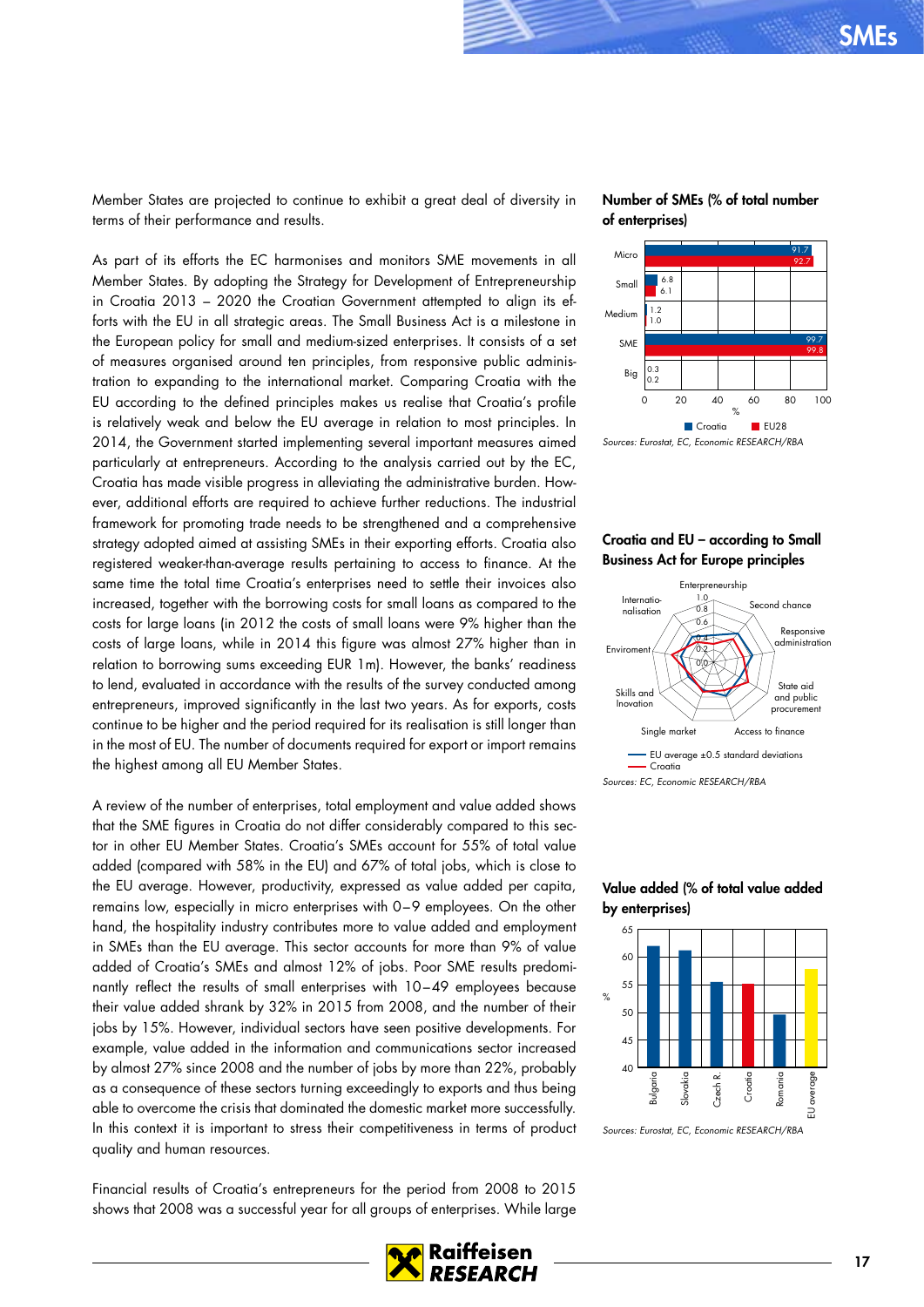Member States are projected to continue to exhibit a great deal of diversity in terms of their performance and results.

As part of its efforts the EC harmonises and monitors SME movements in all Member States. By adopting the Strategy for Development of Entrepreneurship in Croatia 2013 – 2020 the Croatian Government attempted to align its efforts with the EU in all strategic areas. The Small Business Act is a milestone in the European policy for small and medium-sized enterprises. It consists of a set of measures organised around ten principles, from responsive public administration to expanding to the international market. Comparing Croatia with the EU according to the defined principles makes us realise that Croatia's profile is relatively weak and below the EU average in relation to most principles. In 2014, the Government started implementing several important measures aimed particularly at entrepreneurs. According to the analysis carried out by the EC, Croatia has made visible progress in alleviating the administrative burden. However, additional efforts are required to achieve further reductions. The industrial framework for promoting trade needs to be strengthened and a comprehensive strategy adopted aimed at assisting SMEs in their exporting efforts. Croatia also registered weaker-than-average results pertaining to access to finance. At the same time the total time Croatia's enterprises need to settle their invoices also increased, together with the borrowing costs for small loans as compared to the costs for large loans (in 2012 the costs of small loans were 9% higher than the costs of large loans, while in 2014 this figure was almost 27% higher than in relation to borrowing sums exceeding EUR 1m). However, the banks' readiness to lend, evaluated in accordance with the results of the survey conducted among entrepreneurs, improved significantly in the last two years. As for exports, costs continue to be higher and the period required for its realisation is still longer than in the most of EU. The number of documents required for export or import remains the highest among all EU Member States.

A review of the number of enterprises, total employment and value added shows that the SME figures in Croatia do not differ considerably compared to this sector in other EU Member States. Croatia's SMEs account for 55% of total value added (compared with 58% in the EU) and 67% of total jobs, which is close to the EU average. However, productivity, expressed as value added per capita, remains low, especially in micro enterprises with 0–9 employees. On the other hand, the hospitality industry contributes more to value added and employment in SMEs than the EU average. This sector accounts for more than 9% of value added of Croatia's SMEs and almost 12% of jobs. Poor SME results predominantly reflect the results of small enterprises with 10–49 employees because their value added shrank by 32% in 2015 from 2008, and the number of their jobs by 15%. However, individual sectors have seen positive developments. For example, value added in the information and communications sector increased by almost 27% since 2008 and the number of jobs by more than 22%, probably as a consequence of these sectors turning exceedingly to exports and thus being able to overcome the crisis that dominated the domestic market more successfully. In this context it is important to stress their competitiveness in terms of product quality and human resources.

Financial results of Croatia's entrepreneurs for the period from 2008 to 2015 shows that 2008 was a successful year for all groups of enterprises. While large

**Number of SMEs (% of total number of enterprises)**

| | Croatia | EU28 |
|---|---|---|
| Micro | 91.7 | 92.7 |
| Small | 6.8 | 6.1 |
| Medium | 1.2 | 1.0 |
| SME | 99.7 | 99.8 |
| Big | 0.3 | 0.2 |

*Sources: Eurostat, EC, Economic RESEARCH/RBA*

**Croatia and EU – according to Small Business Act for Europe principles**

Enterpreneurship; Second chance; Responsive administration; State aid and public procurement; Access to finance; Single market; Skills and Inovation; Enviroment; Internatio-nalisation

EU average ±0.5 standard deviations; Croatia

*Sources: EC, Economic RESEARCH/RBA*

**Value added (% of total value added by enterprises)**

Bulgaria, Slovakia, Czech R., Croatia, Romania, EU average

*Sources: Eurostat, EC, Economic RESEARCH/RBA*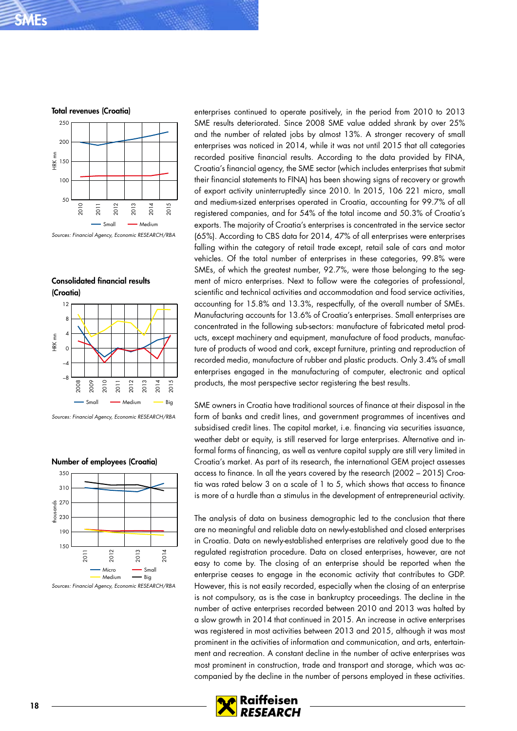**Total revenues (Croatia)**

*Sources: Financial Agency, Economic RESEARCH/RBA*

**Consolidated financial results (Croatia)**

*Sources: Financial Agency, Economic RESEARCH/RBA*

**Number of employees (Croatia)**

*Sources: Financial Agency, Economic RESEARCH/RBA*

enterprises continued to operate positively, in the period from 2010 to 2013 SME results deteriorated. Since 2008 SME value added shrank by over 25% and the number of related jobs by almost 13%. A stronger recovery of small enterprises was noticed in 2014, while it was not until 2015 that all categories recorded positive financial results. According to the data provided by FINA, Croatia's financial agency, the SME sector (which includes enterprises that submit their financial statements to FINA) has been showing signs of recovery or growth of export activity uninterruptedly since 2010. In 2015, 106 221 micro, small and medium-sized enterprises operated in Croatia, accounting for 99.7% of all registered companies, and for 54% of the total income and 50.3% of Croatia's exports. The majority of Croatia's enterprises is concentrated in the service sector (65%). According to CBS data for 2014, 47% of all enterprises were enterprises falling within the category of retail trade except, retail sale of cars and motor vehicles. Of the total number of enterprises in these categories, 99.8% were SMEs, of which the greatest number, 92.7%, were those belonging to the segment of micro enterprises. Next to follow were the categories of professional, scientific and technical activities and accommodation and food service activities, accounting for 15.8% and 13.3%, respectfully, of the overall number of SMEs. Manufacturing accounts for 13.6% of Croatia's enterprises. Small enterprises are concentrated in the following sub-sectors: manufacture of fabricated metal products, except machinery and equipment, manufacture of food products, manufacture of products of wood and cork, except furniture, printing and reproduction of recorded media, manufacture of rubber and plastic products. Only 3.4% of small enterprises engaged in the manufacturing of computer, electronic and optical products, the most perspective sector registering the best results.

SME owners in Croatia have traditional sources of finance at their disposal in the form of banks and credit lines, and government programmes of incentives and subsidised credit lines. The capital market, i.e. financing via securities issuance, weather debt or equity, is still reserved for large enterprises. Alternative and informal forms of financing, as well as venture capital supply are still very limited in Croatia's market. As part of its research, the international GEM project assesses access to finance. In all the years covered by the research (2002 – 2015) Croatia was rated below 3 on a scale of 1 to 5, which shows that access to finance is more of a hurdle than a stimulus in the development of entrepreneurial activity.

The analysis of data on business demographic led to the conclusion that there are no meaningful and reliable data on newly-established and closed enterprises in Croatia. Data on newly-established enterprises are relatively good due to the regulated registration procedure. Data on closed enterprises, however, are not easy to come by. The closing of an enterprise should be reported when the enterprise ceases to engage in the economic activity that contributes to GDP. However, this is not easily recorded, especially when the closing of an enterprise is not compulsory, as is the case in bankruptcy proceedings. The decline in the number of active enterprises recorded between 2010 and 2013 was halted by a slow growth in 2014 that continued in 2015. An increase in active enterprises was registered in most activities between 2013 and 2015, although it was most prominent in the activities of information and communication, and arts, entertainment and recreation. A constant decline in the number of active enterprises was most prominent in construction, trade and transport and storage, which was accompanied by the decline in the number of persons employed in these activities.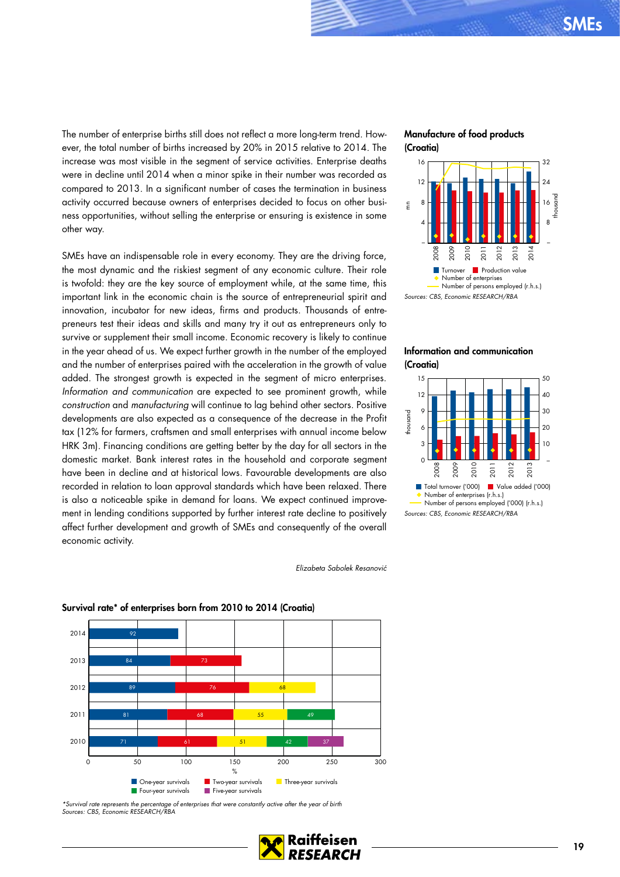The number of enterprise births still does not reflect a more long-term trend. However, the total number of births increased by 20% in 2015 relative to 2014. The increase was most visible in the segment of service activities. Enterprise deaths were in decline until 2014 when a minor spike in their number was recorded as compared to 2013. In a significant number of cases the termination in business activity occurred because owners of enterprises decided to focus on other business opportunities, without selling the enterprise or ensuring is existence in some other way.

SMEs have an indispensable role in every economy. They are the driving force, the most dynamic and the riskiest segment of any economic culture. Their role is twofold: they are the key source of employment while, at the same time, this important link in the economic chain is the source of entrepreneurial spirit and innovation, incubator for new ideas, firms and products. Thousands of entrepreneurs test their ideas and skills and many try it out as entrepreneurs only to survive or supplement their small income. Economic recovery is likely to continue in the year ahead of us. We expect further growth in the number of the employed and the number of enterprises paired with the acceleration in the growth of value added. The strongest growth is expected in the segment of micro enterprises. *Information and communication* are expected to see prominent growth, while *construction* and *manufacturing* will continue to lag behind other sectors. Positive developments are also expected as a consequence of the decrease in the Profit tax (12% for farmers, craftsmen and small enterprises with annual income below HRK 3m). Financing conditions are getting better by the day for all sectors in the domestic market. Bank interest rates in the household and corporate segment have been in decline and at historical lows. Favourable developments are also recorded in relation to loan approval standards which have been relaxed. There is also a noticeable spike in demand for loans. We expect continued improvement in lending conditions supported by further interest rate decline to positively affect further development and growth of SMEs and consequently of the overall economic activity.

*Elizabeta Sabolek Resanović*

**Manufacture of food products (Croatia)**

Sources: CBS, Economic RESEARCH/RBA

**Information and communication (Croatia)**

Sources: CBS, Economic RESEARCH/RBA

**Survival rate\* of enterprises born from 2010 to 2014 (Croatia)**

| Year | One-year survivals | Two-year survivals | Three-year survivals | Four-year survivals | Five-year survivals |
|---|---|---|---|---|---|
| 2014 | 92 | | | | |
| 2013 | 84 | 73 | | | |
| 2012 | 89 | 76 | 68 | | |
| 2011 | 81 | 68 | 55 | 49 | |
| 2010 | 71 | 61 | 51 | 42 | 37 |

*\*Survival rate represents the percentage of enterprises that were constantly active after the year of birth*
*Sources: CBS, Economic RESEARCH/RBA*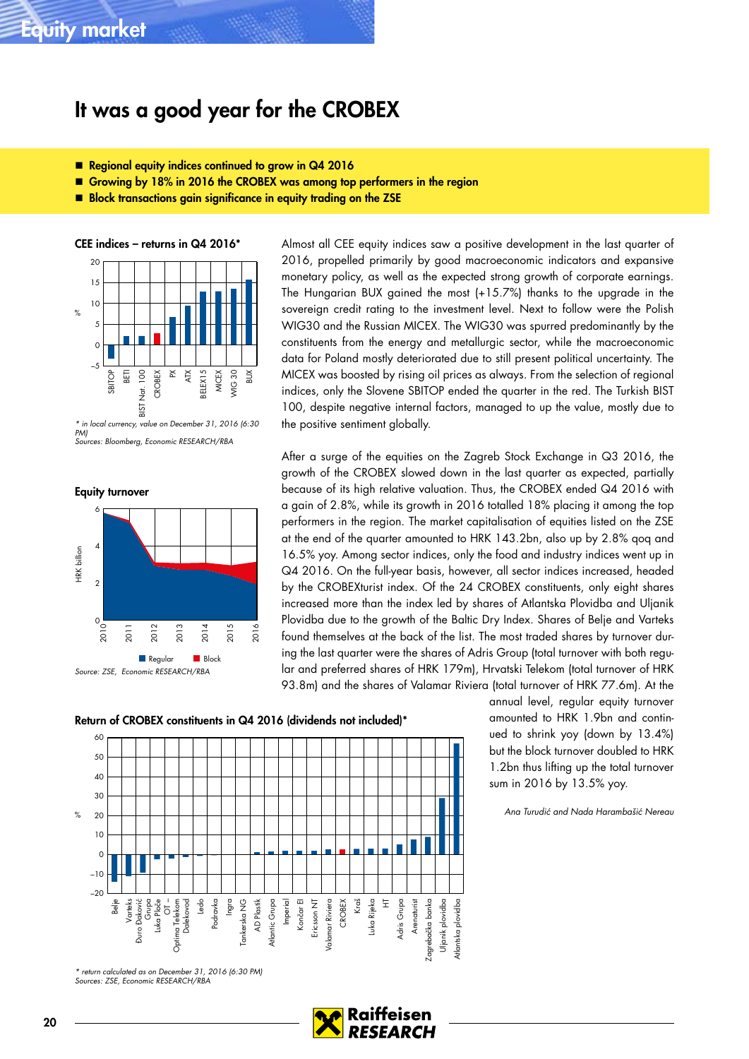# It was a good year for the CROBEX

- **Regional equity indices continued to grow in Q4 2016**
- **Growing by 18% in 2016 the CROBEX was among top performers in the region**
- **Block transactions gain significance in equity trading on the ZSE**

**CEE indices – returns in Q4 2016***

*\* in local currency, value on December 31, 2016 (6:30 PM)*
*Sources: Bloomberg, Economic RESEARCH/RBA*

**Equity turnover**

Source: ZSE, Economic RESEARCH/RBA

Almost all CEE equity indices saw a positive development in the last quarter of 2016, propelled primarily by good macroeconomic indicators and expansive monetary policy, as well as the expected strong growth of corporate earnings. The Hungarian BUX gained the most (+15.7%) thanks to the upgrade in the sovereign credit rating to the investment level. Next to follow were the Polish WIG30 and the Russian MICEX. The WIG30 was spurred predominantly by the constituents from the energy and metallurgic sector, while the macroeconomic data for Poland mostly deteriorated due to still present political uncertainty. The MICEX was boosted by rising oil prices as always. From the selection of regional indices, only the Slovene SBITOP ended the quarter in the red. The Turkish BIST 100, despite negative internal factors, managed to up the value, mostly due to the positive sentiment globally.

After a surge of the equities on the Zagreb Stock Exchange in Q3 2016, the growth of the CROBEX slowed down in the last quarter as expected, partially because of its high relative valuation. Thus, the CROBEX ended Q4 2016 with a gain of 2.8%, while its growth in 2016 totalled 18% placing it among the top performers in the region. The market capitalisation of equities listed on the ZSE at the end of the quarter amounted to HRK 143.2bn, also up by 2.8% qoq and 16.5% yoy. Among sector indices, only the food and industry indices went up in Q4 2016. On the full-year basis, however, all sector indices increased, headed by the CROBEXturist index. Of the 24 CROBEX constituents, only eight shares increased more than the index led by shares of Atlantska Plovidba and Uljanik Plovidba due to the growth of the Baltic Dry Index. Shares of Belje and Varteks found themselves at the back of the list. The most traded shares by turnover during the last quarter were the shares of Adris Group (total turnover with both regular and preferred shares of HRK 179m), Hrvatski Telekom (total turnover of HRK 93.8m) and the shares of Valamar Riviera (total turnover of HRK 77.6m). At the annual level, regular equity turnover amounted to HRK 1.9bn and continued to shrink yoy (down by 13.4%) but the block turnover doubled to HRK 1.2bn thus lifting up the total turnover sum in 2016 by 13.5% yoy.

*Ana Turudić and Nada Harambašić Nereau*

**Return of CROBEX constituents in Q4 2016 (dividends not included)***

*\* return calculated as on December 31, 2016 (6:30 PM)*
*Sources: ZSE, Economic RESEARCH/RBA*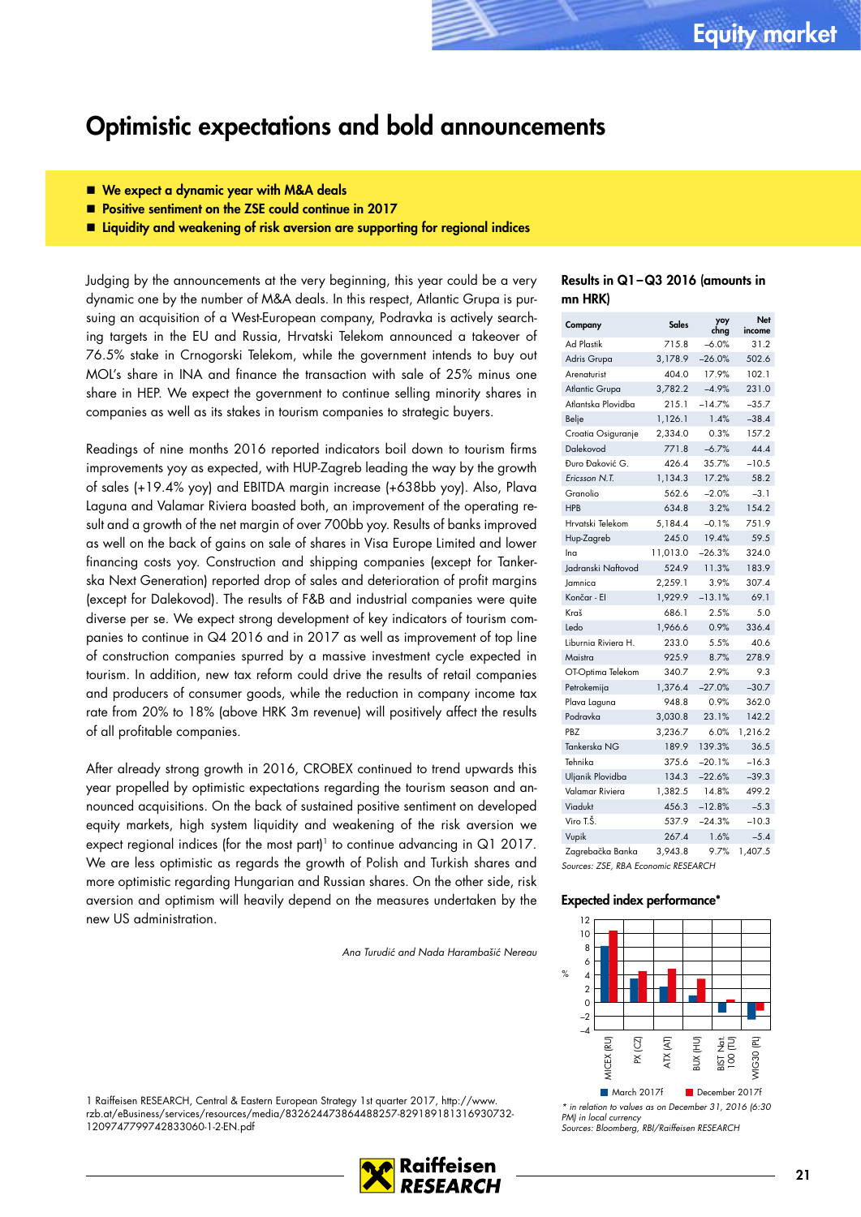# Optimistic expectations and bold announcements

- **We expect a dynamic year with M&A deals**
- **Positive sentiment on the ZSE could continue in 2017**
- **Liquidity and weakening of risk aversion are supporting for regional indices**

Judging by the announcements at the very beginning, this year could be a very dynamic one by the number of M&A deals. In this respect, Atlantic Grupa is pursuing an acquisition of a West-European company, Podravka is actively searching targets in the EU and Russia, Hrvatski Telekom announced a takeover of 76.5% stake in Crnogorski Telekom, while the government intends to buy out MOL's share in INA and finance the transaction with sale of 25% minus one share in HEP. We expect the government to continue selling minority shares in companies as well as its stakes in tourism companies to strategic buyers.

Readings of nine months 2016 reported indicators boil down to tourism firms improvements yoy as expected, with HUP-Zagreb leading the way by the growth of sales (+19.4% yoy) and EBITDA margin increase (+638bb yoy). Also, Plava Laguna and Valamar Riviera boasted both, an improvement of the operating result and a growth of the net margin of over 700bb yoy. Results of banks improved as well on the back of gains on sale of shares in Visa Europe Limited and lower financing costs yoy. Construction and shipping companies (except for Tankerska Next Generation) reported drop of sales and deterioration of profit margins (except for Dalekovod). The results of F&B and industrial companies were quite diverse per se. We expect strong development of key indicators of tourism companies to continue in Q4 2016 and in 2017 as well as improvement of top line of construction companies spurred by a massive investment cycle expected in tourism. In addition, new tax reform could drive the results of retail companies and producers of consumer goods, while the reduction in company income tax rate from 20% to 18% (above HRK 3m revenue) will positively affect the results of all profitable companies.

After already strong growth in 2016, CROBEX continued to trend upwards this year propelled by optimistic expectations regarding the tourism season and announced acquisitions. On the back of sustained positive sentiment on developed equity markets, high system liquidity and weakening of the risk aversion we expect regional indices (for the most part)[1] to continue advancing in Q1 2017. We are less optimistic as regards the growth of Polish and Turkish shares and more optimistic regarding Hungarian and Russian shares. On the other side, risk aversion and optimism will heavily depend on the measures undertaken by the new US administration.

*Ana Turudić and Nada Harambašić Nereau*

### Results in Q1–Q3 2016 (amounts in mn HRK)

| Company | Sales | yoy chng | Net income |
|---|---|---|---|
| Ad Plastik | 715.8 | –6.0% | 31.2 |
| Adris Grupa | 3,178.9 | –26.0% | 502.6 |
| Arenaturist | 404.0 | 17.9% | 102.1 |
| Atlantic Grupa | 3,782.2 | –4.9% | 231.0 |
| Atlantska Plovidba | 215.1 | –14.7% | –35.7 |
| Belje | 1,126.1 | 1.4% | –38.4 |
| Croatia Osiguranje | 2,334.0 | 0.3% | 157.2 |
| Dalekovod | 771.8 | –6.7% | 44.4 |
| Đuro Đaković G. | 426.4 | 35.7% | –10.5 |
| *Ericsson N.T.* | 1,134.3 | 17.2% | 58.2 |
| Granolio | 562.6 | –2.0% | –3.1 |
| HPB | 634.8 | 3.2% | 154.2 |
| Hrvatski Telekom | 5,184.4 | –0.1% | 751.9 |
| Hup-Zagreb | 245.0 | 19.4% | 59.5 |
| Ina | 11,013.0 | –26.3% | 324.0 |
| Jadranski Naftovod | 524.9 | 11.3% | 183.9 |
| Jamnica | 2,259.1 | 3.9% | 307.4 |
| Končar - El | 1,929.9 | –13.1% | 69.1 |
| Kraš | 686.1 | 2.5% | 5.0 |
| Ledo | 1,966.6 | 0.9% | 336.4 |
| Liburnia Riviera H. | 233.0 | 5.5% | 40.6 |
| Maistra | 925.9 | 8.7% | 278.9 |
| OT-Optima Telekom | 340.7 | 2.9% | 9.3 |
| Petrokemija | 1,376.4 | –27.0% | –30.7 |
| Plava Laguna | 948.8 | 0.9% | 362.0 |
| Podravka | 3,030.8 | 23.1% | 142.2 |
| PBZ | 3,236.7 | 6.0% | 1,216.2 |
| Tankerska NG | 189.9 | 139.3% | 36.5 |
| Tehnika | 375.6 | –20.1% | –16.3 |
| Uljanik Plovidba | 134.3 | –22.6% | –39.3 |
| Valamar Riviera | 1,382.5 | 14.8% | 499.2 |
| Viadukt | 456.3 | –12.8% | –5.3 |
| Viro T.Š. | 537.9 | –24.3% | –10.3 |
| Vupik | 267.4 | 1.6% | –5.4 |
| Zagrebačka Banka | 3,943.8 | 9.7% | 1,407.5 |

*Sources: ZSE, RBA Economic RESEARCH*

### Expected index performance*

Indices: MICEX (RU), PX (CZ), ATX (AT), BUX (HU), BIST Nat. 100 (TU), WIG30 (PL); series: March 2017f, December 2017f (%)

\* *in relation to values as on December 31, 2016 (6:30 PM) in local currency*
*Sources: Bloomberg, RBI/Raiffeisen RESEARCH*

1 Raiffeisen RESEARCH, Central & Eastern European Strategy 1st quarter 2017, http://www.rzb.at/eBusiness/services/resources/media/832624473864488257-829189181316930732-1209747799742833060-1-2-EN.pdf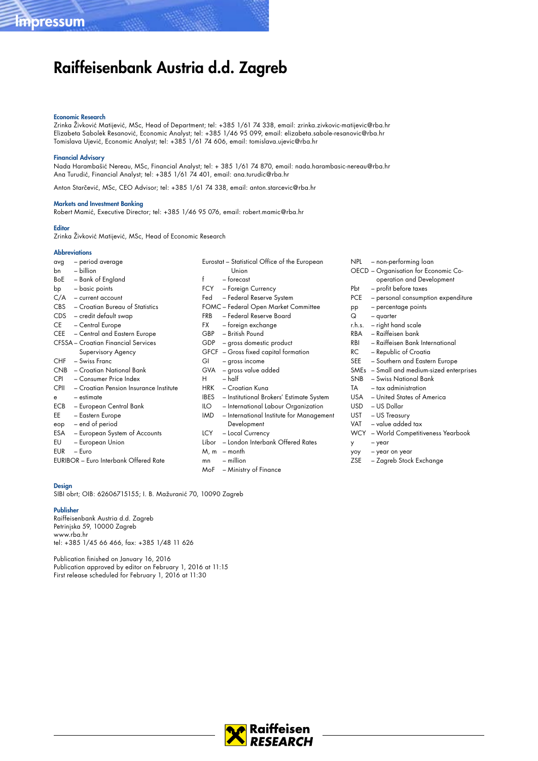# Impressum

# Raiffeisenbank Austria d.d. Zagreb

**Economic Research**
Zrinka Živković Matijević, MSc, Head of Department; tel: +385 1/61 74 338, email: zrinka.zivkovic-matijevic@rba.hr
Elizabeta Sabolek Resanović, Economic Analyst; tel: +385 1/46 95 099, email: elizabeta.sabole-resanovic@rba.hr
Tomislava Ujević, Economic Analyst; tel: +385 1/61 74 606, email: tomislava.ujevic@rba.hr

**Financial Advisory**
Nada Harambašić Nereau, MSc, Financial Analyst; tel: + 385 1/61 74 870, email: nada.harambasic-nereau@rba.hr
Ana Turudić, Financial Analyst; tel: +385 1/61 74 401, email: ana.turudic@rba.hr

Anton Starčević, MSc, CEO Advisor; tel: +385 1/61 74 338, email: anton.starcevic@rba.hr

**Markets and Investment Banking**
Robert Mamić, Executive Director; tel: +385 1/46 95 076, email: robert.mamic@rba.hr

**Editor**
Zrinka Živković Matijević, MSc, Head of Economic Research

**Abbreviations**

avg – period average
bn – billion
BoE – Bank of England
bp – basic points
C/A – current account
CBS – Croatian Bureau of Statistics
CDS – credit default swap
CE – Central Europe
CEE – Central and Eastern Europe
CFSSA – Croatian Financial Services Supervisory Agency
CHF – Swiss Franc
CNB – Croatian National Bank
CPI – Consumer Price Index
CPII – Croatian Pension Insurance Institute
e – estimate
ECB – European Central Bank
EE – Eastern Europe
eop – end of period
ESA – European System of Accounts
EU – European Union
EUR – Euro
EURIBOR – Euro Interbank Offered Rate
Eurostat – Statistical Office of the European Union
f – forecast
FCY – Foreign Currency
Fed – Federal Reserve System
FOMC – Federal Open Market Committee
FRB – Federal Reserve Board
FX – foreign exchange
GBP – British Pound
GDP – gross domestic product
GFCF – Gross fixed capital formation
GI – gross income
GVA – gross value added
H – half
HRK – Croatian Kuna
IBES – Institutional Brokers' Estimate System
ILO – International Labour Organization
IMD – International Institute for Management Development
LCY – Local Currency
Libor – London Interbank Offered Rates
M, m – month
mn – million
MoF – Ministry of Finance
NPL – non-performing loan
OECD – Organisation for Economic Co-operation and Development
Pbt – profit before taxes
PCE – personal consumption expenditure
pp – percentage points
Q – quarter
r.h.s. – right hand scale
RBA – Raiffeisen bank
RBI – Raiffeisen Bank International
RC – Republic of Croatia
SEE – Southern and Eastern Europe
SMEs – Small and medium-sized enterprises
SNB – Swiss National Bank
TA – tax administration
USA – United States of America
USD – US Dollar
UST – US Treasury
VAT – value added tax
WCY – World Competitiveness Yearbook
y – year
yoy – year on year
ZSE – Zagreb Stock Exchange

**Design**
SIBI obrt; OIB: 62606715155; I. B. Mažuranić 70, 10090 Zagreb

**Publisher**
Raiffeisenbank Austria d.d. Zagreb
Petrinjska 59, 10000 Zagreb
www.rba.hr
tel: +385 1/45 66 466, fax: +385 1/48 11 626

Publication finished on January 16, 2016
Publication approved by editor on February 1, 2016 at 11:15
First release scheduled for February 1, 2016 at 11:30

Raiffeisen RESEARCH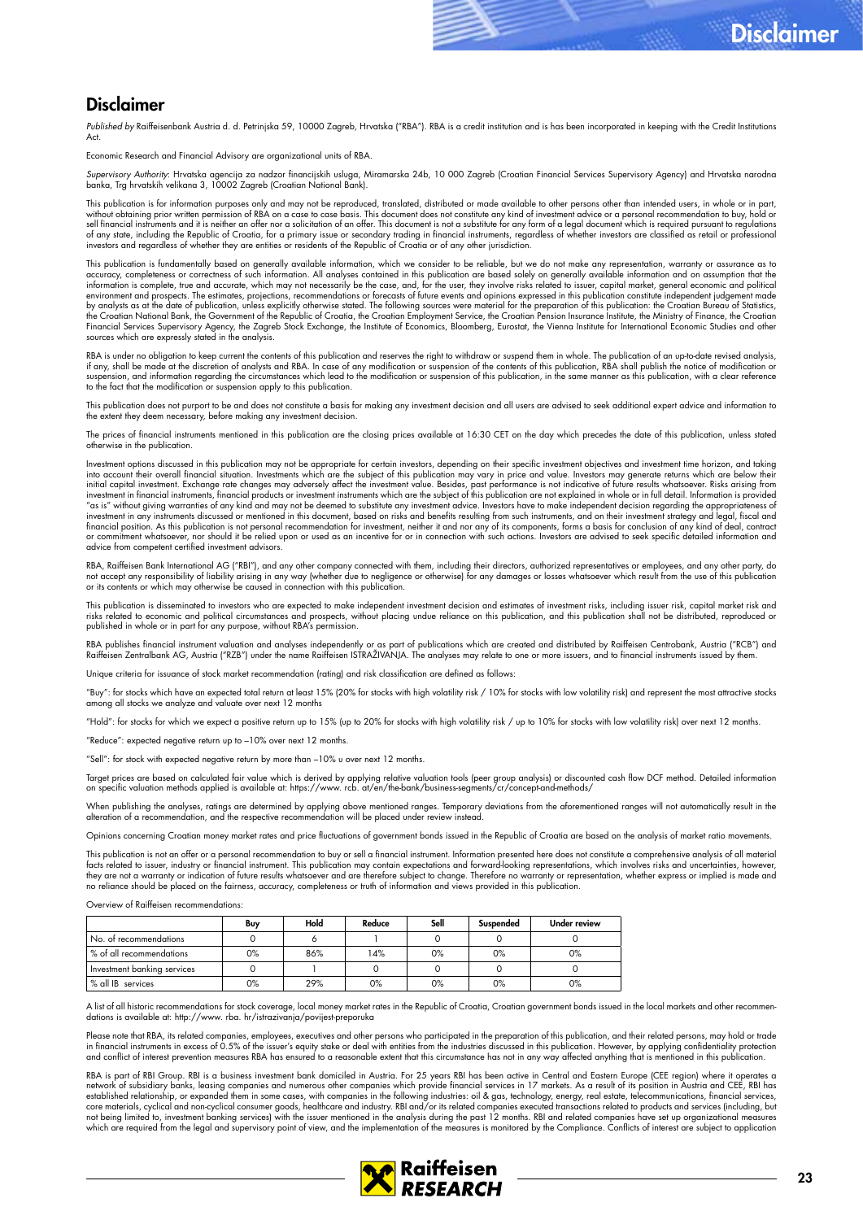# Disclaimer

*Published by* Raiffeisenbank Austria d. d. Petrinjska 59, 10000 Zagreb, Hrvatska ("RBA"). RBA is a credit institution and is has been incorporated in keeping with the Credit Institutions Act.

Economic Research and Financial Advisory are organizational units of RBA.

*Supervisory Authority*: Hrvatska agencija za nadzor financijskih usluga, Miramarska 24b, 10 000 Zagreb (Croatian Financial Services Supervisory Agency) and Hrvatska narodna banka, Trg hrvatskih velikana 3, 10002 Zagreb (Croatian National Bank).

This publication is for information purposes only and may not be reproduced, translated, distributed or made available to other persons other than intended users, in whole or in part, without obtaining prior written permission of RBA on a case to case basis. This document does not constitute any kind of investment advice or a personal recommendation to buy, hold or sell financial instruments and it is neither an offer nor a solicitation of an offer. This document is not a substitute for any form of a legal document which is required pursuant to regulations of any state, including the Republic of Croatia, for a primary issue or secondary trading in financial instruments, regardless of whether investors are classified as retail or professional investors and regardless of whether they are entities or residents of the Republic of Croatia or of any other jurisdiction.

This publication is fundamentally based on generally available information, which we consider to be reliable, but we do not make any representation, warranty or assurance as to accuracy, completeness or correctness of such information. All analyses contained in this publication are based solely on generally available information and on assumption that the information is complete, true and accurate, which may not necessarily be the case, and, for the user, they involve risks related to issuer, capital market, general economic and political environment and prospects. The estimates, projections, recommendations or forecasts of future events and opinions expressed in this publication constitute independent judgement made by analysts as at the date of publication, unless explicitly otherwise stated. The following sources were material for the preparation of this publication: the Croatian Bureau of Statistics, the Croatian National Bank, the Government of the Republic of Croatia, the Croatian Employment Service, the Croatian Pension Insurance Institute, the Ministry of Finance, the Croatian Financial Services Supervisory Agency, the Zagreb Stock Exchange, the Institute of Economics, Bloomberg, Eurostat, the Vienna Institute for International Economic Studies and other sources which are expressly stated in the analysis.

RBA is under no obligation to keep current the contents of this publication and reserves the right to withdraw or suspend them in whole. The publication of an up-to-date revised analysis, if any, shall be made at the discretion of analysts and RBA. In case of any modification or suspension of the contents of this publication, RBA shall publish the notice of modification or suspension, and information regarding the circumstances which lead to the modification or suspension of this publication, in the same manner as this publication, with a clear reference to the fact that the modification or suspension apply to this publication.

This publication does not purport to be and does not constitute a basis for making any investment decision and all users are advised to seek additional expert advice and information to the extent they deem necessary, before making any investment decision.

The prices of financial instruments mentioned in this publication are the closing prices available at 16:30 CET on the day which precedes the date of this publication, unless stated otherwise in the publication.

Investment options discussed in this publication may not be appropriate for certain investors, depending on their specific investment objectives and investment time horizon, and taking into account their overall financial situation. Investments which are the subject of this publication may vary in price and value. Investors may generate returns which are below their initial capital investment. Exchange rate changes may adversely affect the investment value. Besides, past performance is not indicative of future results whatsoever. Risks arising from investment in financial instruments, financial products or investment instruments which are the subject of this publication are not explained in whole or in full detail. Information is provided "as is" without giving warranties of any kind and may not be deemed to substitute any investment advice. Investors have to make independent decision regarding the appropriateness of investment in any instruments discussed or mentioned in this document, based on risks and benefits resulting from such instruments, and on their investment strategy and legal, fiscal and financial position. As this publication is not personal recommendation for investment, neither it and nor any of its components, forms a basis for conclusion of any kind of deal, contract or commitment whatsoever, nor should it be relied upon or used as an incentive for or in connection with such actions. Investors are advised to seek specific detailed information and advice from competent certified investment advisors.

RBA, Raiffeisen Bank International AG ("RBI"), and any other company connected with them, including their directors, authorized representatives or employees, and any other party, do not accept any responsibility of liability arising in any way (whether due to negligence or otherwise) for any damages or losses whatsoever which result from the use of this publication or its contents or which may otherwise be caused in connection with this publication.

This publication is disseminated to investors who are expected to make independent investment decision and estimates of investment risks, including issuer risk, capital market risk and risks related to economic and political circumstances and prospects, without placing undue reliance on this publication, and this publication shall not be distributed, reproduced or published in whole or in part for any purpose, without RBA's permission.

RBA publishes financial instrument valuation and analyses independently or as part of publications which are created and distributed by Raiffeisen Centrobank, Austria ("RCB") and Raiffeisen Zentralbank AG, Austria ("RZB") under the name Raiffeisen ISTRAŽIVANJA. The analyses may relate to one or more issuers, and to financial instruments issued by them.

Unique criteria for issuance of stock market recommendation (rating) and risk classification are defined as follows:

"Buy": for stocks which have an expected total return at least 15% (20% for stocks with high volatility risk / 10% for stocks with low volatility risk) and represent the most attractive stocks among all stocks we analyze and valuate over next 12 months

"Hold": for stocks for which we expect a positive return up to 15% (up to 20% for stocks with high volatility risk / up to 10% for stocks with low volatility risk) over next 12 months.

"Reduce": expected negative return up to –10% over next 12 months.

"Sell": for stock with expected negative return by more than –10% u over next 12 months.

Target prices are based on calculated fair value which is derived by applying relative valuation tools (peer group analysis) or discounted cash flow DCF method. Detailed information on specific valuation methods applied is available at: https://www. rcb. at/en/the-bank/business-segments/cr/concept-and-methods/

When publishing the analyses, ratings are determined by applying above mentioned ranges. Temporary deviations from the aforementioned ranges will not automatically result in the alteration of a recommendation, and the respective recommendation will be placed under review instead.

Opinions concerning Croatian money market rates and price fluctuations of government bonds issued in the Republic of Croatia are based on the analysis of market ratio movements.

This publication is not an offer or a personal recommendation to buy or sell a financial instrument. Information presented here does not constitute a comprehensive analysis of all material facts related to issuer, industry or financial instrument. This publication may contain expectations and forward-looking representations, which involves risks and uncertainties, however, they are not a warranty or indication of future results whatsoever and are therefore subject to change. Therefore no warranty or representation, whether express or implied is made and no reliance should be placed on the fairness, accuracy, completeness or truth of information and views provided in this publication.

Overview of Raiffeisen recommendations:

| | Buy | Hold | Reduce | Sell | Suspended | Under review |
|---|---|---|---|---|---|---|
| No. of recommendations | 0 | 6 | 1 | 0 | 0 | 0 |
| % of all recommendations | 0% | 86% | 14% | 0% | 0% | 0% |
| Investment banking services | 0 | 1 | 0 | 0 | 0 | 0 |
| % all IB services | 0% | 29% | 0% | 0% | 0% | 0% |

A list of all historic recommendations for stock coverage, local money market rates in the Republic of Croatia, Croatian government bonds issued in the local markets and other recommendations is available at: http://www. rba. hr/istrazivanja/povijest-preporuka

Please note that RBA, its related companies, employees, executives and other persons who participated in the preparation of this publication, and their related persons, may hold or trade in financial instruments in excess of 0.5% of the issuer's equity stake or deal with entities from the industries discussed in this publication. However, by applying confidentiality protection and conflict of interest prevention measures RBA has ensured to a reasonable extent that this circumstance has not in any way affected anything that is mentioned in this publication.

RBA is part of RBI Group. RBI is a business investment bank domiciled in Austria. For 25 years RBI has been active in Central and Eastern Europe (CEE region) where it operates a network of subsidiary banks, leasing companies and numerous other companies which provide financial services in 17 markets. As a result of its position in Austria and CEE, RBI has established relationship, or expanded them in some cases, with companies in the following industries: oil & gas, technology, energy, real estate, telecommunications, financial services, core materials, cyclical and non-cyclical consumer goods, healthcare and industry. RBI and/or its related companies executed transactions related to products and services (including, but not being limited to, investment banking services) with the issuer mentioned in the analysis during the past 12 months. RBI and related companies have set up organizational measures which are required from the legal and supervisory point of view, and the implementation of the measures is monitored by the Compliance. Conflicts of interest are subject to application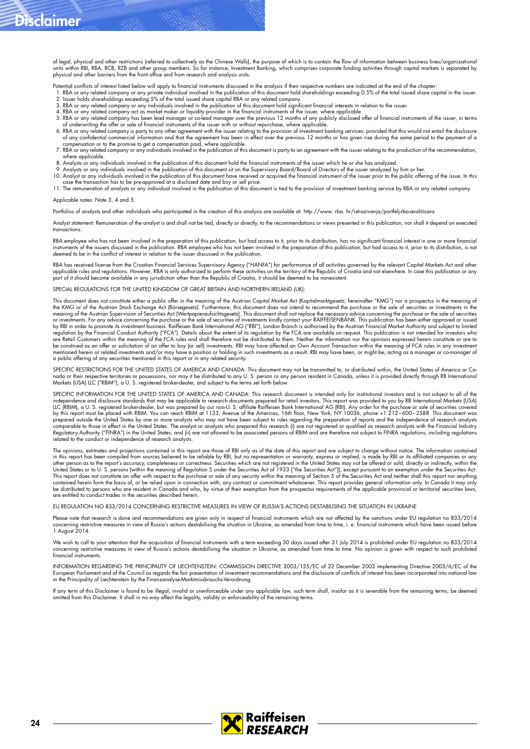# Disclaimer

of legal, physical and other restrictions (referred to collectively as the Chinese Walls), the purpose of which is to contain the flow of information between business lines/organizational units within RBI, RBA, RCB, RZB and other group members. So for instance, Investment Banking, which comprises corporate funding activities through capital markets is separated by physical and other barriers from the front office and from research and analysis units.

Potential conflicts of interest listed below will apply to financial instruments discussed in the analysis if their respective numbers are indicated at the end of the chapter:

1. RBA or any related company or any private individual involved in the publication of this document hold shareholdings exceeding 0.5% of the total issued share capital in the issuer.
2. Issuer holds shareholdings exceeding 5% of the total issued share capital RBA or any related company.
3. RBA or any related company or any individuals involved in the publication of this document hold significant financial interests in relation to the issuer.
4. RBA or any related company act as market maker or liquidity provider in the financial instruments of the issuer, where applicable.
5. RBA or any related company has been lead manager or co-lead manager over the previous 12 months of any publicly disclosed offer of financial instruments of the issuer, in terms of underwriting the offer or sale of financial instruments of the issuer with or without repurchase, where applicable.
6. RBA or any related company is party to any other agreement with the issuer relating to the provision of investment banking services, provided that this would not entail the disclosure of any confidential commercial information and that the agreement has been in effect over the previous 12 months or has given rise during the same period to the payment of a compensation or to the promise to get a compensation paid, where applicable.
7. RBA or any related company or any individuals involved in the publication of this document is party to an agreement with the issuer relating to the production of the recommendation, where applicable.
8. Analysts or any individuals involved in the publication of this document hold the financial instruments of the issuer which he or she has analyzed.
9. Analysts or any individuals involved in the publication of this document sit on the Supervisory Board/Board of Directors of the issuer analyzed by him or her.
10. Analyst or any individuals involved in the publication of this document have received or acquired the financial instrument of the issuer prior to the public offering of the issue. In this case the transaction has to be pre-approved at a disclosed date and buy or sell price.
11. The remuneration of analysts or any individual involved in the publication of this document is tied to the provision of investment banking service by RBA or any related company.

Applicable notes: Note 3, 4 and 5.

Portfolios of analysts and other individuals who participated in the creation of this analysis are available at: http://www. rba. hr/istrazivanja/portfelj-rba-analiticara

Analyst statement: Remuneration of the analyst is and shall not be tied, directly or directly, to the recommendations or views presented in this publication, nor shall it depend on executed transactions.

RBA employee who has not been involved in the preparation of this publication, but had access to it, prior to its distribution, has no significant financial interest in one or more financial instruments of the issuers discussed in the publication. RBA employee who has not been involved in the preparation of this publication, but had access to it, prior to its distribution, is not deemed to be in the conflict of interest in relation to the issuer discussed in the publication.

RBA has received license from the Croatian Financial Services Supervisory Agency ("HANFA") for performance of all activities governed by the relevant Capital Markets Act and other applicable rules and regulations. However, RBA is only authorized to perform these activities on the territory of the Republic of Croatia and not elsewhere. In case this publication or any part of it should become available in any jurisdiction other than the Republic of Croatia, it should be deemed to be nonexistent.

SPECIAL REGULATIONS FOR THE UNITED KINGDOM OF GREAT BRITAIN AND NORTHERN IRELAND (UK):

This document does not constitute either a public offer in the meaning of the Austrian Capital Market Act (Kapitalmarktgesetz; hereinafter "KMG") nor a prospectus in the meaning of the KMG or of the Austrian Stock Exchange Act (Börsegesetz). Furthermore, this document does not intend to recommend the purchase or the sale of securities or investments in the meaning of the Austrian Supervision of Securities Act (Wertpapieraufsichtsgesetz). This document shall not replace the necessary advice concerning the purchase or the sale of securities or investments. For any advice concerning the purchase or the sale of securities of investments kindly contact your RAIFFEISENBANK. This publication has been either approved or issued by RBI in order to promote its investment business. Raiffeisen Bank International AG ("RBI"), London Branch is authorised by the Austrian Financial Market Authority and subject to limited regulation by the Financial Conduct Authority ("FCA"). Details about the extent of its regulation by the FCA are available on request. This publication is not intended for investors who are Retail Customers within the meaning of the FCA rules and should therefore not be distributed to them. Neither the information nor the opinions expressed herein constitute or are to be construed as an offer or solicitation of an offer to buy (or sell) investments. RBI may have affected an Own Account Transaction within the meaning of FCA rules in any investment mentioned herein or related investments and/or may have a position or holding in such investments as a result. RBI may have been, or might be, acting as a manager or co-manager of a public offering of any securities mentioned in this report or in any related security.

SPECIFIC RESTRICTIONS FOR THE UNITED STATES OF AMERICA AND CANADA: This document may not be transmitted to, or distributed within, the United States of America or Canada or their respective territories or possessions, nor may it be distributed to any U. S. person or any person resident in Canada, unless it is provided directly through RB International Markets (USA) LLC ("RBIM"), a U. S. registered broker-dealer, and subject to the terms set forth below.

SPECIFIC INFORMATION FOR THE UNITED STATES OF AMERICA AND CANADA: This research document is intended only for institutional investors and is not subject to all of the independence and disclosure standards that may be applicable to research documents prepared for retail investors. This report was provided to you by RB International Markets (USA) LLC (RBIM), a U. S. registered broker-dealer, but was prepared by our non-U. S. affiliate Raiffeisen Bank International AG (RBI). Any order for the purchase or sale of securities covered by this report must be placed with RBIM. You can reach RBIM at 1133, Avenue of the Americas, 16th floor, New York, NY 10036, phone +1 212−600−2588. This document was prepared outside the United States by one or more analysts who may not have been subject to rules regarding the preparation of reports and the independence of research analysts comparable to those in effect in the United States. The analyst or analysts who prepared this research (i) are not registered or qualified as research analysts with the Financial Industry Regulatory Authority ("FINRA") in the United States, and (ii) are not allowed to be associated persons of RBIM and are therefore not subject to FINRA regulations, including regulations related to the conduct or independence of research analysts.

The opinions, estimates and projections contained in this report are those of RBI only as of the date of this report and are subject to change without notice. The information contained in this report has been compiled from sources believed to be reliable by RBI, but no representation or warranty, express or implied, is made by RBI or its affiliated companies or any other person as to the report's accuracy, completeness or correctness. Securities which are not registered in the United States may not be offered or sold, directly or indirectly, within the United States or to U. S. persons (within the meaning of Regulation S under the Securities Act of 1933 ("the Securities Act")), except pursuant to an exemption under the Securities Act. This report does not constitute an offer with respect to the purchase or sale of any security within the meaning of Section 5 of the Securities Act and neither shall this report nor anything contained herein form the basis of, or be relied upon in connection with, any contract or commitment whatsoever. This report provides general information only. In Canada it may only be distributed to persons who are resident in Canada and who, by virtue of their exemption from the prospectus requirements of the applicable provincial or territorial securities laws, are entitled to conduct trades in the securities described herein.

EU REGULATION NO 833/2014 CONCERNING RESTRICTIVE MEASURES IN VIEW OF RUSSIA'S ACTIONS DESTABILISING THE SITUATION IN UKRAINE

Please note that research is done and recommendations are given only in respect of financial instruments which are not affected by the sanctions under EU regulation no 833/2014 concerning restrictive measures in view of Russia's actions destabilising the situation in Ukraine, as amended from time to time, i. e. financial instruments which have been issued before 1 August 2014.

We wish to call to your attention that the acquisition of financial instruments with a term exceeding 30 days issued after 31 July 2014 is prohibited under EU regulation no 833/2014 concerning restrictive measures in view of Russia's actions destabilising the situation in Ukraine, as amended from time to time. No opinion is given with respect to such prohibited financial instruments.

INFORMATION REGARDING THE PRINCIPALITY OF LIECHTENSTEIN: COMMISSION DIRECTIVE 2003/125/EC of 22 December 2003 implementing Directive 2003/6/EC of the European Parliament and of the Council as regards the fair presentation of investment recommendations and the disclosure of conflicts of interest has been incorporated into national law in the Principality of Liechtenstein by the Finanzanalyse-Marktmissbrauchs-Verordnung.

If any term of this Disclaimer is found to be illegal, invalid or unenforceable under any applicable law, such term shall, insofar as it is severable from the remaining terms, be deemed omitted from this Disclaimer. It shall in no way affect the legality, validity or enforceability of the remaining terms.